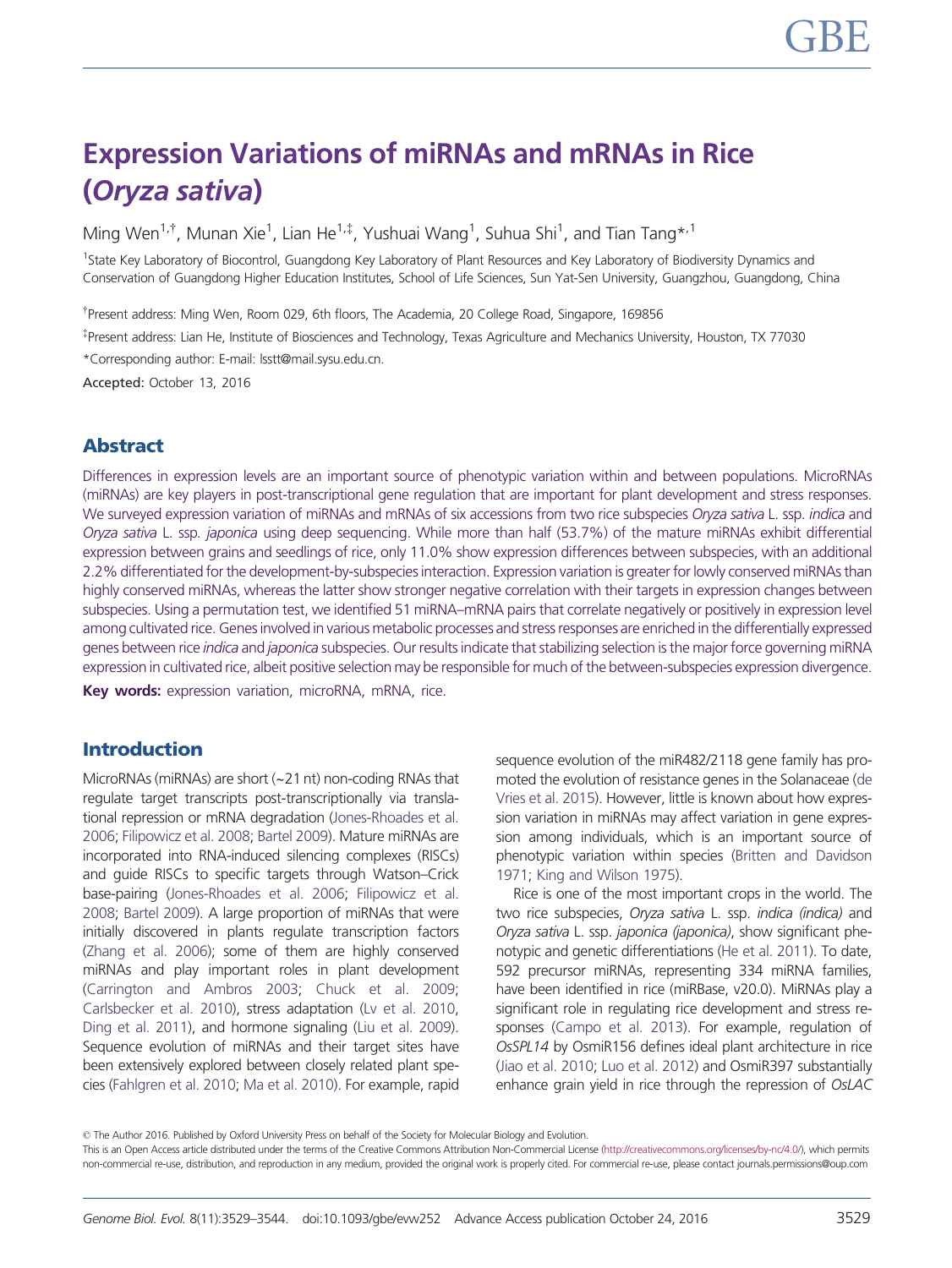# Expression Variations of miRNAs and mRNAs in Rice (*Oryza sativa*)

Ming Wen[1,†], Munan Xie[1], Lian He[1,‡], Yushuai Wang[1], Suhua Shi[1], and Tian Tang*[,1]

[1]State Key Laboratory of Biocontrol, Guangdong Key Laboratory of Plant Resources and Key Laboratory of Biodiversity Dynamics and Conservation of Guangdong Higher Education Institutes, School of Life Sciences, Sun Yat-Sen University, Guangzhou, Guangdong, China

[†]Present address: Ming Wen, Room 029, 6th floors, The Academia, 20 College Road, Singapore, 169856

[‡]Present address: Lian He, Institute of Biosciences and Technology, Texas Agriculture and Mechanics University, Houston, TX 77030

*Corresponding author: E-mail: lsstt@mail.sysu.edu.cn.

**Accepted:** October 13, 2016

## Abstract

Differences in expression levels are an important source of phenotypic variation within and between populations. MicroRNAs (miRNAs) are key players in post-transcriptional gene regulation that are important for plant development and stress responses. We surveyed expression variation of miRNAs and mRNAs of six accessions from two rice subspecies *Oryza sativa* L. ssp. *indica* and *Oryza sativa* L. ssp. *japonica* using deep sequencing. While more than half (53.7%) of the mature miRNAs exhibit differential expression between grains and seedlings of rice, only 11.0% show expression differences between subspecies, with an additional 2.2% differentiated for the development-by-subspecies interaction. Expression variation is greater for lowly conserved miRNAs than highly conserved miRNAs, whereas the latter show stronger negative correlation with their targets in expression changes between subspecies. Using a permutation test, we identified 51 miRNA–mRNA pairs that correlate negatively or positively in expression level among cultivated rice. Genes involved in various metabolic processes and stress responses are enriched in the differentially expressed genes between rice *indica* and *japonica* subspecies. Our results indicate that stabilizing selection is the major force governing miRNA expression in cultivated rice, albeit positive selection may be responsible for much of the between-subspecies expression divergence.

**Key words:** expression variation, microRNA, mRNA, rice.

## Introduction

MicroRNAs (miRNAs) are short (~21 nt) non-coding RNAs that regulate target transcripts post-transcriptionally via translational repression or mRNA degradation (Jones-Rhoades et al. 2006; Filipowicz et al. 2008; Bartel 2009). Mature miRNAs are incorporated into RNA-induced silencing complexes (RISCs) and guide RISCs to specific targets through Watson–Crick base-pairing (Jones-Rhoades et al. 2006; Filipowicz et al. 2008; Bartel 2009). A large proportion of miRNAs that were initially discovered in plants regulate transcription factors (Zhang et al. 2006); some of them are highly conserved miRNAs and play important roles in plant development (Carrington and Ambros 2003; Chuck et al. 2009; Carlsbecker et al. 2010), stress adaptation (Lv et al. 2010, Ding et al. 2011), and hormone signaling (Liu et al. 2009). Sequence evolution of miRNAs and their target sites have been extensively explored between closely related plant species (Fahlgren et al. 2010; Ma et al. 2010). For example, rapid sequence evolution of the miR482/2118 gene family has promoted the evolution of resistance genes in the Solanaceae (de Vries et al. 2015). However, little is known about how expression variation in miRNAs may affect variation in gene expression among individuals, which is an important source of phenotypic variation within species (Britten and Davidson 1971; King and Wilson 1975).

Rice is one of the most important crops in the world. The two rice subspecies, *Oryza sativa* L. ssp. *indica (indica)* and *Oryza sativa* L. ssp. *japonica (japonica)*, show significant phenotypic and genetic differentiations (He et al. 2011). To date, 592 precursor miRNAs, representing 334 miRNA families, have been identified in rice (miRBase, v20.0). MiRNAs play a significant role in regulating rice development and stress responses (Campo et al. 2013). For example, regulation of *OsSPL14* by OsmiR156 defines ideal plant architecture in rice (Jiao et al. 2010; Luo et al. 2012) and OsmiR397 substantially enhance grain yield in rice through the repression of *OsLAC*

© The Author 2016. Published by Oxford University Press on behalf of the Society for Molecular Biology and Evolution.
This is an Open Access article distributed under the terms of the Creative Commons Attribution Non-Commercial License (http://creativecommons.org/licenses/by-nc/4.0/), which permits non-commercial re-use, distribution, and reproduction in any medium, provided the original work is properly cited. For commercial re-use, please contact journals.permissions@oup.com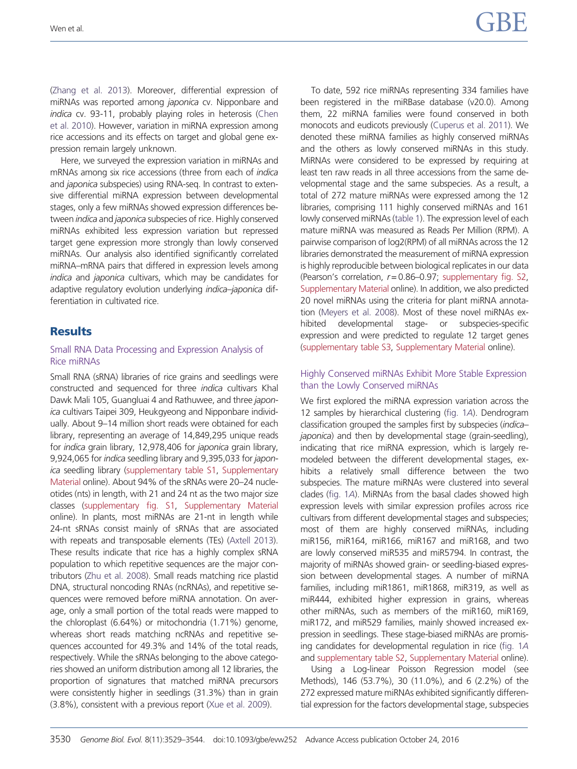(Zhang et al. 2013). Moreover, differential expression of miRNAs was reported among *japonica* cv. Nipponbare and *indica* cv. 93-11, probably playing roles in heterosis (Chen et al. 2010). However, variation in miRNA expression among rice accessions and its effects on target and global gene expression remain largely unknown.

Here, we surveyed the expression variation in miRNAs and mRNAs among six rice accessions (three from each of *indica* and *japonica* subspecies) using RNA-seq. In contrast to extensive differential miRNA expression between developmental stages, only a few miRNAs showed expression differences between *indica* and *japonica* subspecies of rice. Highly conserved miRNAs exhibited less expression variation but repressed target gene expression more strongly than lowly conserved miRNAs. Our analysis also identified significantly correlated miRNA–mRNA pairs that differed in expression levels among *indica* and *japonica* cultivars, which may be candidates for adaptive regulatory evolution underlying *indica*–*japonica* differentiation in cultivated rice.

## Results

### Small RNA Data Processing and Expression Analysis of Rice miRNAs

Small RNA (sRNA) libraries of rice grains and seedlings were constructed and sequenced for three *indica* cultivars Khal Dawk Mali 105, Guangluai 4 and Rathuwee, and three *japonica* cultivars Taipei 309, Heukgyeong and Nipponbare individually. About 9–14 million short reads were obtained for each library, representing an average of 14,849,295 unique reads for *indica* grain library, 12,978,406 for *japonica* grain library, 9,924,065 for *indica* seedling library and 9,395,033 for *japonica* seedling library (supplementary table S1, Supplementary Material online). About 94% of the sRNAs were 20–24 nucleotides (nts) in length, with 21 and 24 nt as the two major size classes (supplementary fig. S1, Supplementary Material online). In plants, most miRNAs are 21-nt in length while 24-nt sRNAs consist mainly of sRNAs that are associated with repeats and transposable elements (TEs) (Axtell 2013). These results indicate that rice has a highly complex sRNA population to which repetitive sequences are the major contributors (Zhu et al. 2008). Small reads matching rice plastid DNA, structural noncoding RNAs (ncRNAs), and repetitive sequences were removed before miRNA annotation. On average, only a small portion of the total reads were mapped to the chloroplast (6.64%) or mitochondria (1.71%) genome, whereas short reads matching ncRNAs and repetitive sequences accounted for 49.3% and 14% of the total reads, respectively. While the sRNAs belonging to the above categories showed an uniform distribution among all 12 libraries, the proportion of signatures that matched miRNA precursors were consistently higher in seedlings (31.3%) than in grain (3.8%), consistent with a previous report (Xue et al. 2009).

To date, 592 rice miRNAs representing 334 families have been registered in the miRBase database (v20.0). Among them, 22 miRNA families were found conserved in both monocots and eudicots previously (Cuperus et al. 2011). We denoted these miRNA families as highly conserved miRNAs and the others as lowly conserved miRNAs in this study. MiRNAs were considered to be expressed by requiring at least ten raw reads in all three accessions from the same developmental stage and the same subspecies. As a result, a total of 272 mature miRNAs were expressed among the 12 libraries, comprising 111 highly conserved miRNAs and 161 lowly conserved miRNAs (table 1). The expression level of each mature miRNA was measured as Reads Per Million (RPM). A pairwise comparison of log2(RPM) of all miRNAs across the 12 libraries demonstrated the measurement of miRNA expression is highly reproducible between biological replicates in our data (Pearson's correlation, $r = 0.86$–$0.97$; supplementary fig. S2, Supplementary Material online). In addition, we also predicted 20 novel miRNAs using the criteria for plant miRNA annotation (Meyers et al. 2008). Most of these novel miRNAs exhibited developmental stage- or subspecies-specific expression and were predicted to regulate 12 target genes (supplementary table S3, Supplementary Material online).

### Highly Conserved miRNAs Exhibit More Stable Expression than the Lowly Conserved miRNAs

We first explored the miRNA expression variation across the 12 samples by hierarchical clustering (fig. 1*A*). Dendrogram classification grouped the samples first by subspecies (*indica*–*japonica*) and then by developmental stage (grain-seedling), indicating that rice miRNA expression, which is largely remodeled between the different developmental stages, exhibits a relatively small difference between the two subspecies. The mature miRNAs were clustered into several clades (fig. 1*A*). MiRNAs from the basal clades showed high expression levels with similar expression profiles across rice cultivars from different developmental stages and subspecies; most of them are highly conserved miRNAs, including miR156, miR164, miR166, miR167 and miR168, and two are lowly conserved miR535 and miR5794. In contrast, the majority of miRNAs showed grain- or seedling-biased expression between developmental stages. A number of miRNA families, including miR1861, miR1868, miR319, as well as miR444, exhibited higher expression in grains, whereas other miRNAs, such as members of the miR160, miR169, miR172, and miR529 families, mainly showed increased expression in seedlings. These stage-biased miRNAs are promising candidates for developmental regulation in rice (fig. 1*A* and supplementary table S2, Supplementary Material online).

Using a Log-linear Poisson Regression model (see Methods), 146 (53.7%), 30 (11.0%), and 6 (2.2%) of the 272 expressed mature miRNAs exhibited significantly differential expression for the factors developmental stage, subspecies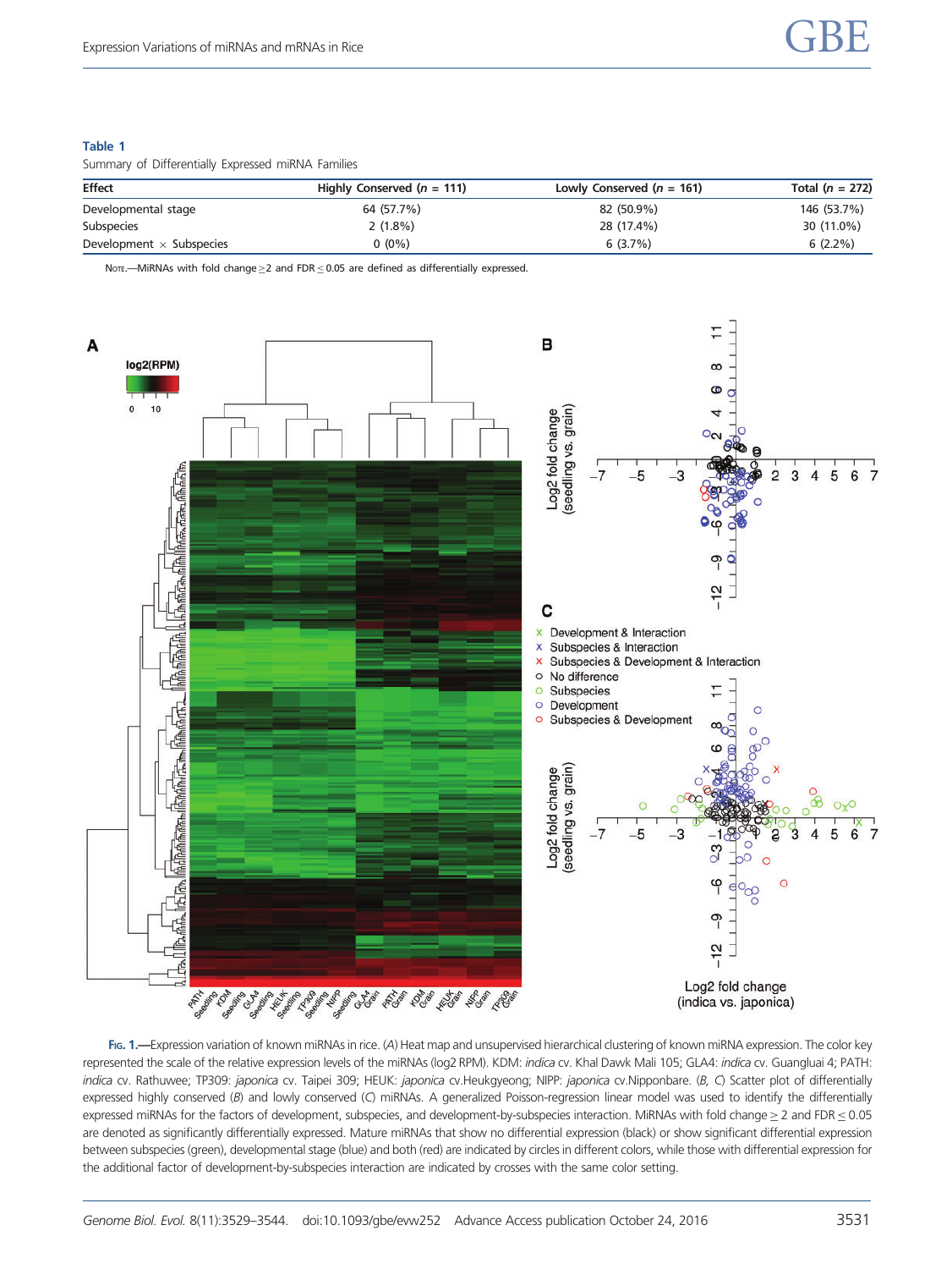**Table 1**

Summary of Differentially Expressed miRNA Families

| Effect | Highly Conserved ($n$ = 111) | Lowly Conserved ($n$ = 161) | Total ($n$ = 272) |
|---|---|---|---|
| Developmental stage | 64 (57.7%) | 82 (50.9%) | 146 (53.7%) |
| Subspecies | 2 (1.8%) | 28 (17.4%) | 30 (11.0%) |
| Development × Subspecies | 0 (0%) | 6 (3.7%) | 6 (2.2%) |

Note.—MiRNAs with fold change ≥2 and FDR ≤ 0.05 are defined as differentially expressed.

Fig. 1.—Expression variation of known miRNAs in rice. (*A*) Heat map and unsupervised hierarchical clustering of known miRNA expression. The color key represented the scale of the relative expression levels of the miRNAs (log2 RPM). KDM: *indica* cv. Khal Dawk Mali 105; GLA4: *indica* cv. Guangluai 4; PATH: *indica* cv. Rathuwee; TP309: *japonica* cv. Taipei 309; HEUK: *japonica* cv.Heukgyeong; NIPP: *japonica* cv.Nipponbare. (*B*, *C*) Scatter plot of differentially expressed highly conserved (*B*) and lowly conserved (*C*) miRNAs. A generalized Poisson-regression linear model was used to identify the differentially expressed miRNAs for the factors of development, subspecies, and development-by-subspecies interaction. MiRNAs with fold change ≥ 2 and FDR ≤ 0.05 are denoted as significantly differentially expressed. Mature miRNAs that show no differential expression (black) or show significant differential expression between subspecies (green), developmental stage (blue) and both (red) are indicated by circles in different colors, while those with differential expression for the additional factor of development-by-subspecies interaction are indicated by crosses with the same color setting.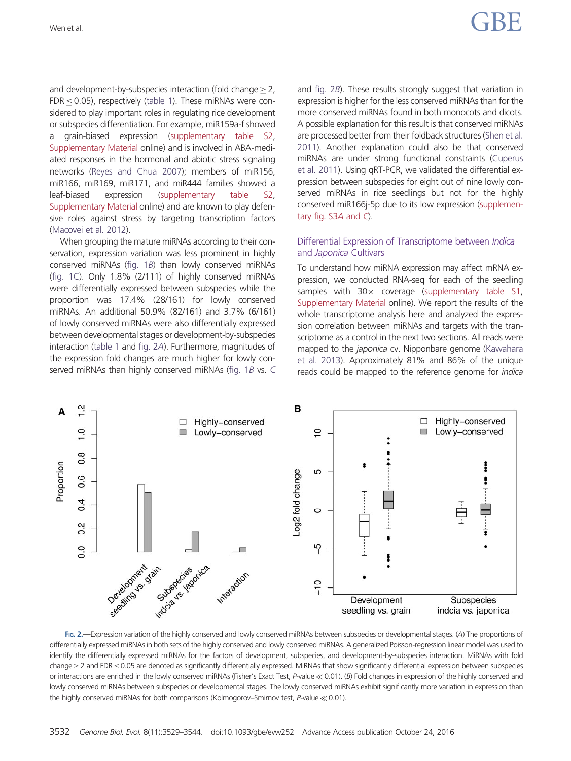and development-by-subspecies interaction (fold change ≥ 2, FDR ≤ 0.05), respectively (table 1). These miRNAs were considered to play important roles in regulating rice development or subspecies differentiation. For example, miR159a-f showed a grain-biased expression (supplementary table S2, Supplementary Material online) and is involved in ABA-mediated responses in the hormonal and abiotic stress signaling networks (Reyes and Chua 2007); members of miR156, miR166, miR169, miR171, and miR444 families showed a leaf-biased expression (supplementary table S2, Supplementary Material online) and are known to play defensive roles against stress by targeting transcription factors (Macovei et al. 2012).

When grouping the mature miRNAs according to their conservation, expression variation was less prominent in highly conserved miRNAs (fig. 1B) than lowly conserved miRNAs (fig. 1C). Only 1.8% (2/111) of highly conserved miRNAs were differentially expressed between subspecies while the proportion was 17.4% (28/161) for lowly conserved miRNAs. An additional 50.9% (82/161) and 3.7% (6/161) of lowly conserved miRNAs were also differentially expressed between developmental stages or development-by-subspecies interaction (table 1 and fig. 2A). Furthermore, magnitudes of the expression fold changes are much higher for lowly conserved miRNAs than highly conserved miRNAs (fig. 1B vs. C and fig. 2B). These results strongly suggest that variation in expression is higher for the less conserved miRNAs than for the more conserved miRNAs found in both monocots and dicots. A possible explanation for this result is that conserved miRNAs are processed better from their foldback structures (Shen et al. 2011). Another explanation could also be that conserved miRNAs are under strong functional constraints (Cuperus et al. 2011). Using qRT-PCR, we validated the differential expression between subspecies for eight out of nine lowly conserved miRNAs in rice seedlings but not for the highly conserved miR166j-5p due to its low expression (supplementary fig. S3A and C).

## Differential Expression of Transcriptome between *Indica* and *Japonica* Cultivars

To understand how miRNA expression may affect mRNA expression, we conducted RNA-seq for each of the seedling samples with 30× coverage (supplementary table S1, Supplementary Material online). We report the results of the whole transcriptome analysis here and analyzed the expression correlation between miRNAs and targets with the transcriptome as a control in the next two sections. All reads were mapped to the *japonica* cv. Nipponbare genome (Kawahara et al. 2013). Approximately 81% and 86% of the unique reads could be mapped to the reference genome for *indica*

Fig. 2.—Expression variation of the highly conserved and lowly conserved miRNAs between subspecies or developmental stages. (*A*) The proportions of differentially expressed miRNAs in both sets of the highly conserved and lowly conserved miRNAs. A generalized Poisson-regression linear model was used to identify the differentially expressed miRNAs for the factors of development, subspecies, and development-by-subspecies interaction. MiRNAs with fold change ≥ 2 and FDR ≤ 0.05 are denoted as significantly differentially expressed. MiRNAs that show significantly differential expression between subspecies or interactions are enriched in the lowly conserved miRNAs (Fisher's Exact Test, *P*-value ≪ 0.01). (*B*) Fold changes in expression of the highly conserved and lowly conserved miRNAs between subspecies or developmental stages. The lowly conserved miRNAs exhibit significantly more variation in expression than the highly conserved miRNAs for both comparisons (Kolmogorov–Smirnov test, *P*-value ≪ 0.01).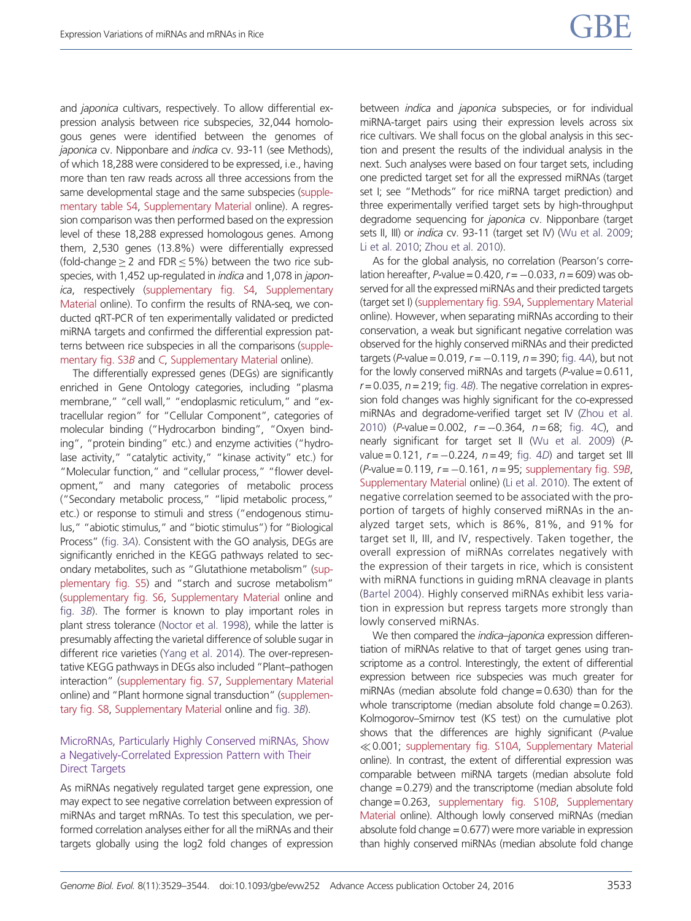and *japonica* cultivars, respectively. To allow differential expression analysis between rice subspecies, 32,044 homologous genes were identified between the genomes of *japonica* cv. Nipponbare and *indica* cv. 93-11 (see Methods), of which 18,288 were considered to be expressed, i.e., having more than ten raw reads across all three accessions from the same developmental stage and the same subspecies (supplementary table S4, Supplementary Material online). A regression comparison was then performed based on the expression level of these 18,288 expressed homologous genes. Among them, 2,530 genes (13.8%) were differentially expressed (fold-change $\geq 2$ and FDR $\leq 5\%$) between the two rice subspecies, with 1,452 up-regulated in *indica* and 1,078 in *japonica*, respectively (supplementary fig. S4, Supplementary Material online). To confirm the results of RNA-seq, we conducted qRT-PCR of ten experimentally validated or predicted miRNA targets and confirmed the differential expression patterns between rice subspecies in all the comparisons (supplementary fig. S3*B* and *C*, Supplementary Material online).

The differentially expressed genes (DEGs) are significantly enriched in Gene Ontology categories, including "plasma membrane," "cell wall," "endoplasmic reticulum," and "extracellular region" for "Cellular Component", categories of molecular binding ("Hydrocarbon binding", "Oxyen binding", "protein binding" etc.) and enzyme activities ("hydrolase activity," "catalytic activity," "kinase activity" etc.) for "Molecular function," and "cellular process," "flower development," and many categories of metabolic process ("Secondary metabolic process," "lipid metabolic process," etc.) or response to stimuli and stress ("endogenous stimulus," "abiotic stimulus," and "biotic stimulus") for "Biological Process" (fig. 3*A*). Consistent with the GO analysis, DEGs are significantly enriched in the KEGG pathways related to secondary metabolites, such as "Glutathione metabolism" (supplementary fig. S5) and "starch and sucrose metabolism" (supplementary fig. S6, Supplementary Material online and fig. 3*B*). The former is known to play important roles in plant stress tolerance (Noctor et al. 1998), while the latter is presumably affecting the varietal difference of soluble sugar in different rice varieties (Yang et al. 2014). The over-representative KEGG pathways in DEGs also included "Plant–pathogen interaction" (supplementary fig. S7, Supplementary Material online) and "Plant hormone signal transduction" (supplementary fig. S8, Supplementary Material online and fig. 3*B*).

## MicroRNAs, Particularly Highly Conserved miRNAs, Show a Negatively-Correlated Expression Pattern with Their Direct Targets

As miRNAs negatively regulated target gene expression, one may expect to see negative correlation between expression of miRNAs and target mRNAs. To test this speculation, we performed correlation analyses either for all the miRNAs and their targets globally using the log2 fold changes of expression between *indica* and *japonica* subspecies, or for individual miRNA-target pairs using their expression levels across six rice cultivars. We shall focus on the global analysis in this section and present the results of the individual analysis in the next. Such analyses were based on four target sets, including one predicted target set for all the expressed miRNAs (target set I; see "Methods" for rice miRNA target prediction) and three experimentally verified target sets by high-throughput degradome sequencing for *japonica* cv. Nipponbare (target sets II, III) or *indica* cv. 93-11 (target set IV) (Wu et al. 2009; Li et al. 2010; Zhou et al. 2010).

As for the global analysis, no correlation (Pearson's correlation hereafter, *P*-value = 0.420, $r = -0.033$, $n = 609$) was observed for all the expressed miRNAs and their predicted targets (target set I) (supplementary fig. S9*A*, Supplementary Material online). However, when separating miRNAs according to their conservation, a weak but significant negative correlation was observed for the highly conserved miRNAs and their predicted targets (*P*-value = 0.019, $r = -0.119$, $n = 390$; fig. 4*A*), but not for the lowly conserved miRNAs and targets (*P*-value = 0.611, $r = 0.035$, $n = 219$; fig. 4*B*). The negative correlation in expression fold changes was highly significant for the co-expressed miRNAs and degradome-verified target set IV (Zhou et al. 2010) (*P*-value = 0.002, $r = -0.364$, $n = 68$; fig. 4*C*), and nearly significant for target set II (Wu et al. 2009) (*P*-value = 0.121, $r = -0.224$, $n = 49$; fig. 4*D*) and target set III (*P*-value = 0.119, $r = -0.161$, $n = 95$; supplementary fig. S9*B*, Supplementary Material online) (Li et al. 2010). The extent of negative correlation seemed to be associated with the proportion of targets of highly conserved miRNAs in the analyzed target sets, which is 86%, 81%, and 91% for target set II, III, and IV, respectively. Taken together, the overall expression of miRNAs correlates negatively with the expression of their targets in rice, which is consistent with miRNA functions in guiding mRNA cleavage in plants (Bartel 2004). Highly conserved miRNAs exhibit less variation in expression but repress targets more strongly than lowly conserved miRNAs.

We then compared the *indica*–*japonica* expression differentiation of miRNAs relative to that of target genes using transcriptome as a control. Interestingly, the extent of differential expression between rice subspecies was much greater for miRNAs (median absolute fold change = 0.630) than for the whole transcriptome (median absolute fold change = 0.263). Kolmogorov–Smirnov test (KS test) on the cumulative plot shows that the differences are highly significant (*P*-value $\ll 0.001$; supplementary fig. S10*A*, Supplementary Material online). In contrast, the extent of differential expression was comparable between miRNA targets (median absolute fold change = 0.279) and the transcriptome (median absolute fold change = 0.263, supplementary fig. S10*B*, Supplementary Material online). Although lowly conserved miRNAs (median absolute fold change = 0.677) were more variable in expression than highly conserved miRNAs (median absolute fold change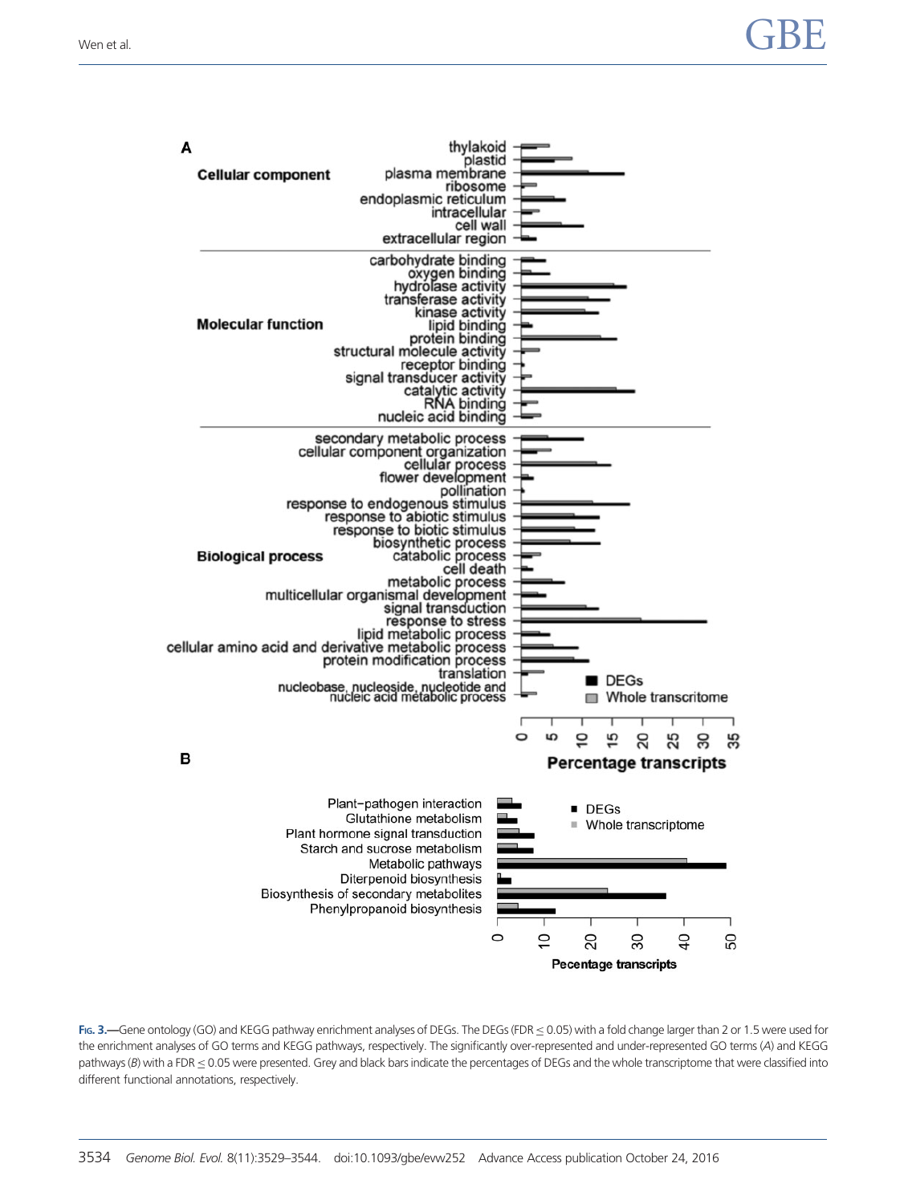**Fig. 3.**—Gene ontology (GO) and KEGG pathway enrichment analyses of DEGs. The DEGs (FDR ≤ 0.05) with a fold change larger than 2 or 1.5 were used for the enrichment analyses of GO terms and KEGG pathways, respectively. The significantly over-represented and under-represented GO terms (*A*) and KEGG pathways (*B*) with a FDR ≤ 0.05 were presented. Grey and black bars indicate the percentages of DEGs and the whole transcriptome that were classified into different functional annotations, respectively.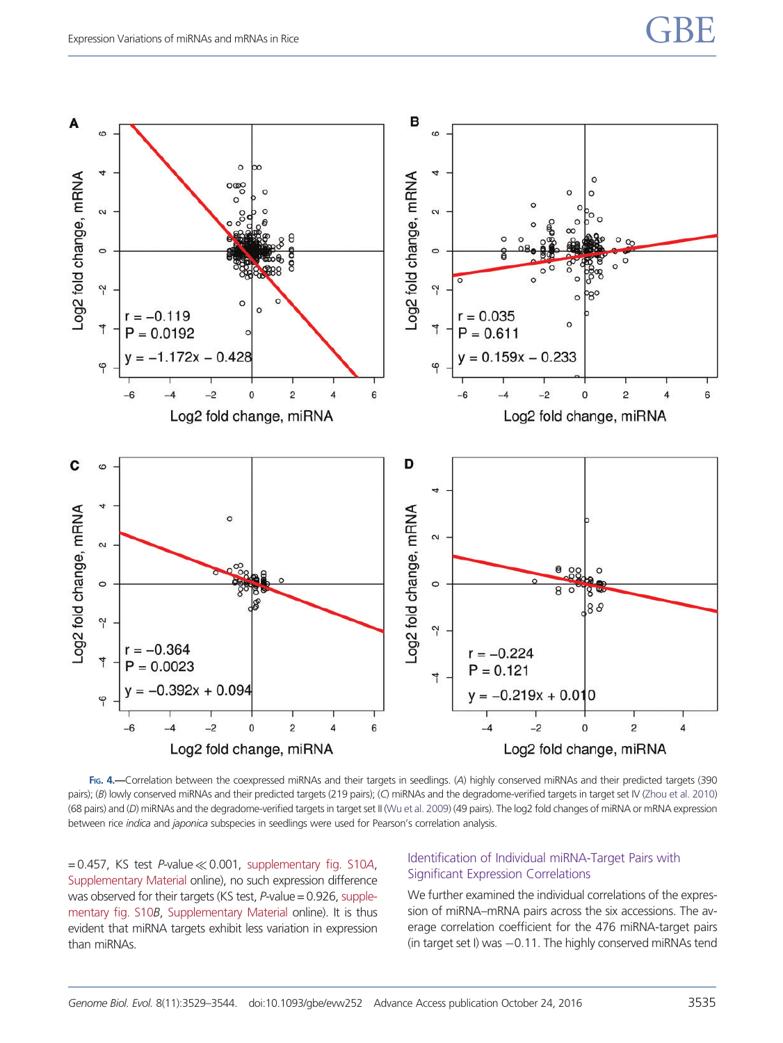Fig. 4.—Correlation between the coexpressed miRNAs and their targets in seedlings. (*A*) highly conserved miRNAs and their predicted targets (390 pairs); (*B*) lowly conserved miRNAs and their predicted targets (219 pairs); (*C*) miRNAs and the degradome-verified targets in target set IV (Zhou et al. 2010) (68 pairs) and (*D*) miRNAs and the degradome-verified targets in target set II (Wu et al. 2009) (49 pairs). The log2 fold changes of miRNA or mRNA expression between rice *indica* and *japonica* subspecies in seedlings were used for Pearson's correlation analysis.

= 0.457, KS test $P$-value ≪ 0.001, supplementary fig. S10*A*, Supplementary Material online), no such expression difference was observed for their targets (KS test, $P$-value = 0.926, supplementary fig. S10*B*, Supplementary Material online). It is thus evident that miRNA targets exhibit less variation in expression than miRNAs.

### Identification of Individual miRNA-Target Pairs with Significant Expression Correlations

We further examined the individual correlations of the expression of miRNA–mRNA pairs across the six accessions. The average correlation coefficient for the 476 miRNA-target pairs (in target set I) was −0.11. The highly conserved miRNAs tend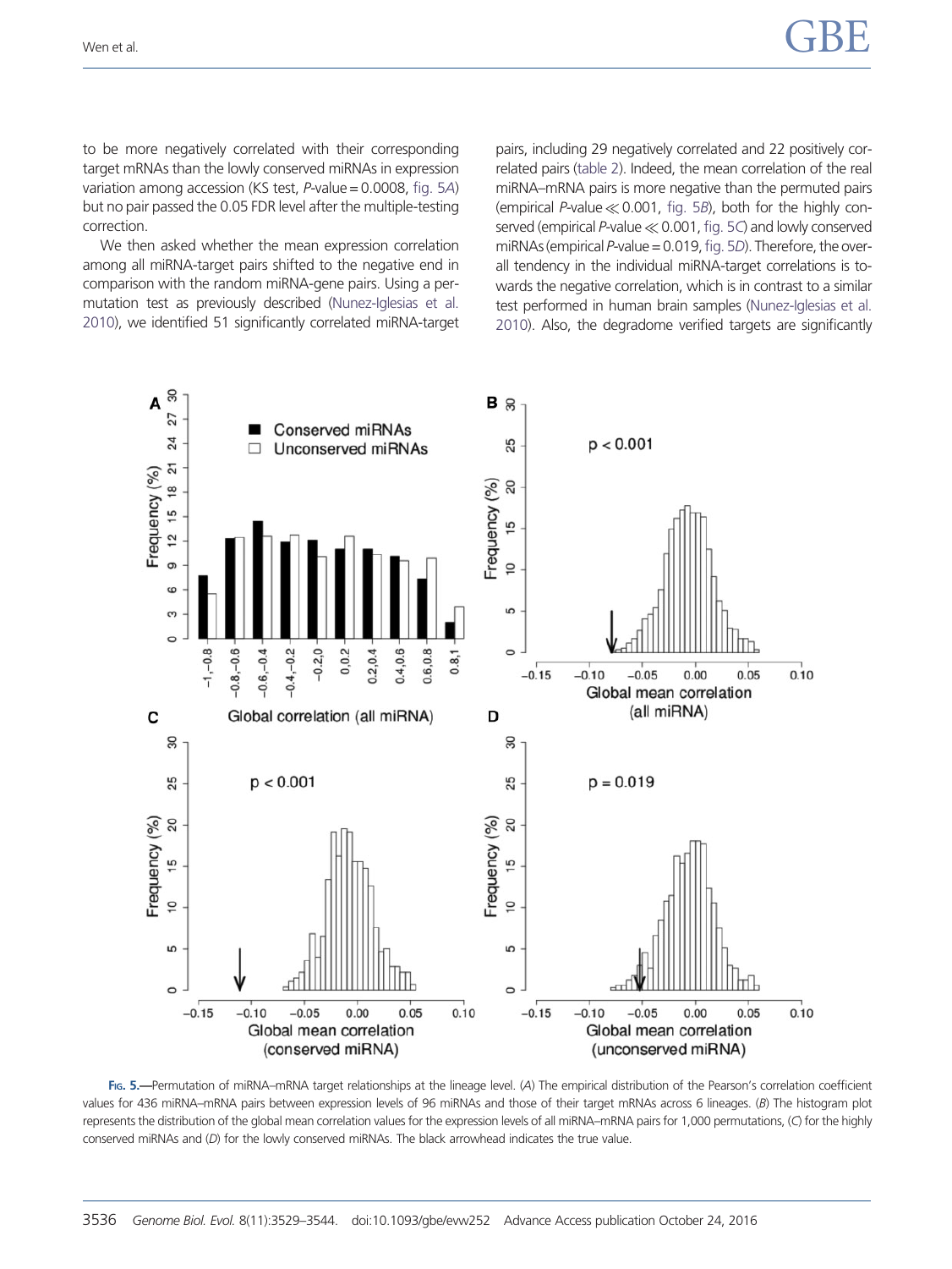to be more negatively correlated with their corresponding target mRNAs than the lowly conserved miRNAs in expression variation among accession (KS test, *P*-value = 0.0008, fig. 5*A*) but no pair passed the 0.05 FDR level after the multiple-testing correction.

We then asked whether the mean expression correlation among all miRNA-target pairs shifted to the negative end in comparison with the random miRNA-gene pairs. Using a permutation test as previously described (Nunez-Iglesias et al. 2010), we identified 51 significantly correlated miRNA-target pairs, including 29 negatively correlated and 22 positively correlated pairs (table 2). Indeed, the mean correlation of the real miRNA–mRNA pairs is more negative than the permuted pairs (empirical *P*-value ≪ 0.001, fig. 5*B*), both for the highly conserved (empirical *P*-value ≪ 0.001, fig. 5*C*) and lowly conserved miRNAs (empirical *P*-value = 0.019, fig. 5*D*). Therefore, the overall tendency in the individual miRNA-target correlations is towards the negative correlation, which is in contrast to a similar test performed in human brain samples (Nunez-Iglesias et al. 2010). Also, the degradome verified targets are significantly

Fig. 5.—Permutation of miRNA–mRNA target relationships at the lineage level. (*A*) The empirical distribution of the Pearson's correlation coefficient values for 436 miRNA–mRNA pairs between expression levels of 96 miRNAs and those of their target mRNAs across 6 lineages. (*B*) The histogram plot represents the distribution of the global mean correlation values for the expression levels of all miRNA–mRNA pairs for 1,000 permutations, (*C*) for the highly conserved miRNAs and (*D*) for the lowly conserved miRNAs. The black arrowhead indicates the true value.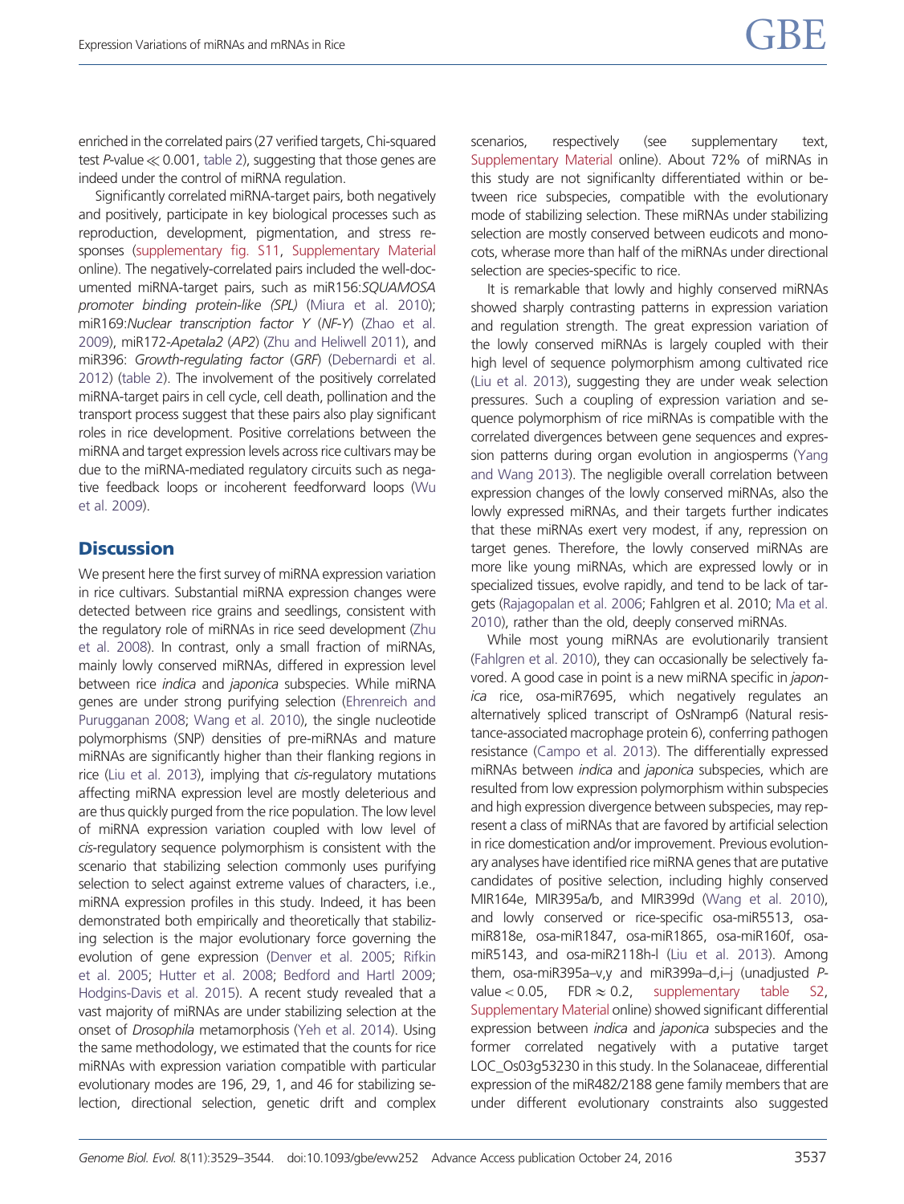enriched in the correlated pairs (27 verified targets, Chi-squared test *P*-value ≪ 0.001, table 2), suggesting that those genes are indeed under the control of miRNA regulation.

Significantly correlated miRNA-target pairs, both negatively and positively, participate in key biological processes such as reproduction, development, pigmentation, and stress responses (supplementary fig. S11, Supplementary Material online). The negatively-correlated pairs included the well-documented miRNA-target pairs, such as miR156:*SQUAMOSA promoter binding protein-like (SPL)* (Miura et al. 2010); miR169:*Nuclear transcription factor Y* (*NF-Y*) (Zhao et al. 2009), miR172-*Apetala2* (*AP2*) (Zhu and Heliwell 2011), and miR396: *Growth-regulating factor* (*GRF*) (Debernardi et al. 2012) (table 2). The involvement of the positively correlated miRNA-target pairs in cell cycle, cell death, pollination and the transport process suggest that these pairs also play significant roles in rice development. Positive correlations between the miRNA and target expression levels across rice cultivars may be due to the miRNA-mediated regulatory circuits such as negative feedback loops or incoherent feedforward loops (Wu et al. 2009).

## Discussion

We present here the first survey of miRNA expression variation in rice cultivars. Substantial miRNA expression changes were detected between rice grains and seedlings, consistent with the regulatory role of miRNAs in rice seed development (Zhu et al. 2008). In contrast, only a small fraction of miRNAs, mainly lowly conserved miRNAs, differed in expression level between rice *indica* and *japonica* subspecies. While miRNA genes are under strong purifying selection (Ehrenreich and Purugganan 2008; Wang et al. 2010), the single nucleotide polymorphisms (SNP) densities of pre-miRNAs and mature miRNAs are significantly higher than their flanking regions in rice (Liu et al. 2013), implying that *cis*-regulatory mutations affecting miRNA expression level are mostly deleterious and are thus quickly purged from the rice population. The low level of miRNA expression variation coupled with low level of *cis*-regulatory sequence polymorphism is consistent with the scenario that stabilizing selection commonly uses purifying selection to select against extreme values of characters, i.e., miRNA expression profiles in this study. Indeed, it has been demonstrated both empirically and theoretically that stabilizing selection is the major evolutionary force governing the evolution of gene expression (Denver et al. 2005; Rifkin et al. 2005; Hutter et al. 2008; Bedford and Hartl 2009; Hodgins-Davis et al. 2015). A recent study revealed that a vast majority of miRNAs are under stabilizing selection at the onset of *Drosophila* metamorphosis (Yeh et al. 2014). Using the same methodology, we estimated that the counts for rice miRNAs with expression variation compatible with particular evolutionary modes are 196, 29, 1, and 46 for stabilizing selection, directional selection, genetic drift and complex scenarios, respectively (see supplementary text, Supplementary Material online). About 72% of miRNAs in this study are not significanlty differentiated within or between rice subspecies, compatible with the evolutionary mode of stabilizing selection. These miRNAs under stabilizing selection are mostly conserved between eudicots and monocots, wherase more than half of the miRNAs under directional selection are species-specific to rice.

It is remarkable that lowly and highly conserved miRNAs showed sharply contrasting patterns in expression variation and regulation strength. The great expression variation of the lowly conserved miRNAs is largely coupled with their high level of sequence polymorphism among cultivated rice (Liu et al. 2013), suggesting they are under weak selection pressures. Such a coupling of expression variation and sequence polymorphism of rice miRNAs is compatible with the correlated divergences between gene sequences and expression patterns during organ evolution in angiosperms (Yang and Wang 2013). The negligible overall correlation between expression changes of the lowly conserved miRNAs, also the lowly expressed miRNAs, and their targets further indicates that these miRNAs exert very modest, if any, repression on target genes. Therefore, the lowly conserved miRNAs are more like young miRNAs, which are expressed lowly or in specialized tissues, evolve rapidly, and tend to be lack of targets (Rajagopalan et al. 2006; Fahlgren et al. 2010; Ma et al. 2010), rather than the old, deeply conserved miRNAs.

While most young miRNAs are evolutionarily transient (Fahlgren et al. 2010), they can occasionally be selectively favored. A good case in point is a new miRNA specific in *japonica* rice, osa-miR7695, which negatively regulates an alternatively spliced transcript of OsNramp6 (Natural resistance-associated macrophage protein 6), conferring pathogen resistance (Campo et al. 2013). The differentially expressed miRNAs between *indica* and *japonica* subspecies, which are resulted from low expression polymorphism within subspecies and high expression divergence between subspecies, may represent a class of miRNAs that are favored by artificial selection in rice domestication and/or improvement. Previous evolutionary analyses have identified rice miRNA genes that are putative candidates of positive selection, including highly conserved MIR164e, MIR395a/b, and MIR399d (Wang et al. 2010), and lowly conserved or rice-specific osa-miR5513, osa-miR818e, osa-miR1847, osa-miR1865, osa-miR160f, osa-miR5143, and osa-miR2118h-l (Liu et al. 2013). Among them, osa-miR395a–v,y and miR399a–d,i–j (unadjusted *P*-value < 0.05, FDR ≈ 0.2, supplementary table S2, Supplementary Material online) showed significant differential expression between *indica* and *japonica* subspecies and the former correlated negatively with a putative target LOC_Os03g53230 in this study. In the Solanaceae, differential expression of the miR482/2188 gene family members that are under different evolutionary constraints also suggested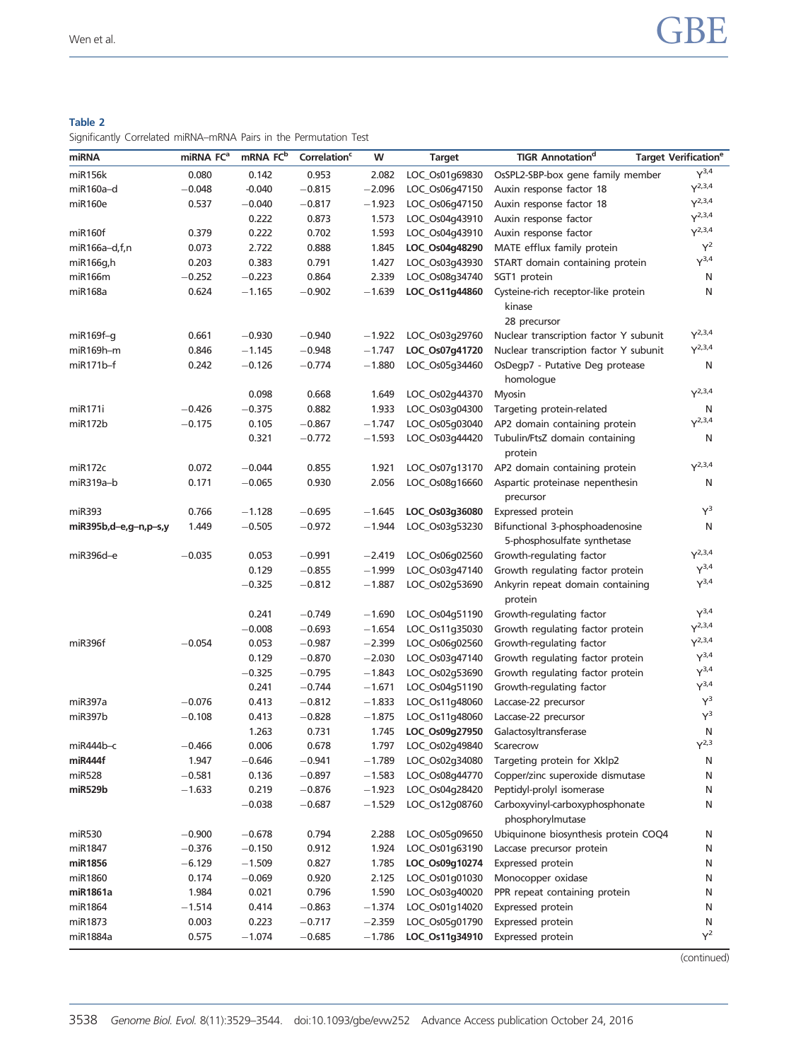**Table 2**
Significantly Correlated miRNA–mRNA Pairs in the Permutation Test

| miRNA | miRNA FC[a] | mRNA FC[b] | Correlation[c] | W | Target | TIGR Annotation[d] | Target Verification[e] |
|---|---|---|---|---|---|---|---|
| miR156k | 0.080 | 0.142 | 0.953 | 2.082 | LOC_Os01g69830 | OsSPL2-SBP-box gene family member | Y[3,4] |
| miR160a–d | −0.048 | -0.040 | −0.815 | −2.096 | LOC_Os06g47150 | Auxin response factor 18 | Y[2,3,4] |
| miR160e | 0.537 | −0.040 | −0.817 | −1.923 | LOC_Os06g47150 | Auxin response factor 18 | Y[2,3,4] |
| | | 0.222 | 0.873 | 1.573 | LOC_Os04g43910 | Auxin response factor | Y[2,3,4] |
| miR160f | 0.379 | 0.222 | 0.702 | 1.593 | LOC_Os04g43910 | Auxin response factor | Y[2,3,4] |
| miR166a–d,f,n | 0.073 | 2.722 | 0.888 | 1.845 | **LOC_Os04g48290** | MATE efflux family protein | Y[2] |
| miR166g,h | 0.203 | 0.383 | 0.791 | 1.427 | LOC_Os03g43930 | START domain containing protein | Y[3,4] |
| miR166m | −0.252 | −0.223 | 0.864 | 2.339 | LOC_Os08g34740 | SGT1 protein | N |
| miR168a | 0.624 | −1.165 | −0.902 | −1.639 | **LOC_Os11g44860** | Cysteine-rich receptor-like protein kinase 28 precursor | N |
| miR169f–g | 0.661 | −0.930 | −0.940 | −1.922 | LOC_Os03g29760 | Nuclear transcription factor Y subunit | Y[2,3,4] |
| miR169h–m | 0.846 | −1.145 | −0.948 | −1.747 | **LOC_Os07g41720** | Nuclear transcription factor Y subunit | Y[2,3,4] |
| miR171b–f | 0.242 | −0.126 | −0.774 | −1.880 | LOC_Os05g34460 | OsDegp7 - Putative Deg protease homologue | N |
| | | 0.098 | 0.668 | 1.649 | LOC_Os02g44370 | Myosin | Y[2,3,4] |
| miR171i | −0.426 | −0.375 | 0.882 | 1.933 | LOC_Os03g04300 | Targeting protein-related | N |
| miR172b | −0.175 | 0.105 | −0.867 | −1.747 | LOC_Os05g03040 | AP2 domain containing protein | Y[2,3,4] |
| | | 0.321 | −0.772 | −1.593 | LOC_Os03g44420 | Tubulin/FtsZ domain containing protein | N |
| miR172c | 0.072 | −0.044 | 0.855 | 1.921 | LOC_Os07g13170 | AP2 domain containing protein | Y[2,3,4] |
| miR319a–b | 0.171 | −0.065 | 0.930 | 2.056 | LOC_Os08g16660 | Aspartic proteinase nepenthesin precursor | N |
| miR393 | 0.766 | −1.128 | −0.695 | −1.645 | **LOC_Os03g36080** | Expressed protein | Y[3] |
| **miR395b,d–e,g–n,p–s,y** | 1.449 | −0.505 | −0.972 | −1.944 | LOC_Os03g53230 | Bifunctional 3-phosphoadenosine 5-phosphosulfate synthetase | N |
| miR396d–e | −0.035 | 0.053 | −0.991 | −2.419 | LOC_Os06g02560 | Growth-regulating factor | Y[2,3,4] |
| | | 0.129 | −0.855 | −1.999 | LOC_Os03g47140 | Growth regulating factor protein | Y[3,4] |
| | | −0.325 | −0.812 | −1.887 | LOC_Os02g53690 | Ankyrin repeat domain containing protein | Y[3,4] |
| | | 0.241 | −0.749 | −1.690 | LOC_Os04g51190 | Growth-regulating factor | Y[3,4] |
| | | −0.008 | −0.693 | −1.654 | LOC_Os11g35030 | Growth regulating factor protein | Y[2,3,4] |
| miR396f | −0.054 | 0.053 | −0.987 | −2.399 | LOC_Os06g02560 | Growth-regulating factor | Y[2,3,4] |
| | | 0.129 | −0.870 | −2.030 | LOC_Os03g47140 | Growth regulating factor protein | Y[3,4] |
| | | −0.325 | −0.795 | −1.843 | LOC_Os02g53690 | Growth regulating factor protein | Y[3,4] |
| | | 0.241 | −0.744 | −1.671 | LOC_Os04g51190 | Growth-regulating factor | Y[3,4] |
| miR397a | −0.076 | 0.413 | −0.812 | −1.833 | LOC_Os11g48060 | Laccase-22 precursor | Y[3] |
| miR397b | −0.108 | 0.413 | −0.828 | −1.875 | LOC_Os11g48060 | Laccase-22 precursor | Y[3] |
| | | 1.263 | 0.731 | 1.745 | **LOC_Os09g27950** | Galactosyltransferase | N |
| miR444b–c | −0.466 | 0.006 | 0.678 | 1.797 | LOC_Os02g49840 | Scarecrow | Y[2,3] |
| **miR444f** | 1.947 | −0.646 | −0.941 | −1.789 | LOC_Os02g34080 | Targeting protein for Xklp2 | N |
| miR528 | −0.581 | 0.136 | −0.897 | −1.583 | LOC_Os08g44770 | Copper/zinc superoxide dismutase | N |
| **miR529b** | −1.633 | 0.219 | −0.876 | −1.923 | LOC_Os04g28420 | Peptidyl-prolyl isomerase | N |
| | | −0.038 | −0.687 | −1.529 | LOC_Os12g08760 | Carboxyvinyl-carboxyphosphonate phosphorylmutase | N |
| miR530 | −0.900 | −0.678 | 0.794 | 2.288 | LOC_Os05g09650 | Ubiquinone biosynthesis protein COQ4 | N |
| miR1847 | −0.376 | −0.150 | 0.912 | 1.924 | LOC_Os01g63190 | Laccase precursor protein | N |
| **miR1856** | −6.129 | −1.509 | 0.827 | 1.785 | **LOC_Os09g10274** | Expressed protein | N |
| miR1860 | 0.174 | −0.069 | 0.920 | 2.125 | LOC_Os01g01030 | Monocopper oxidase | N |
| **miR1861a** | 1.984 | 0.021 | 0.796 | 1.590 | LOC_Os03g40020 | PPR repeat containing protein | N |
| miR1864 | −1.514 | 0.414 | −0.863 | −1.374 | LOC_Os01g14020 | Expressed protein | N |
| miR1873 | 0.003 | 0.223 | −0.717 | −2.359 | LOC_Os05g01790 | Expressed protein | N |
| miR1884a | 0.575 | −1.074 | −0.685 | −1.786 | **LOC_Os11g34910** | Expressed protein | Y[2] |

(continued)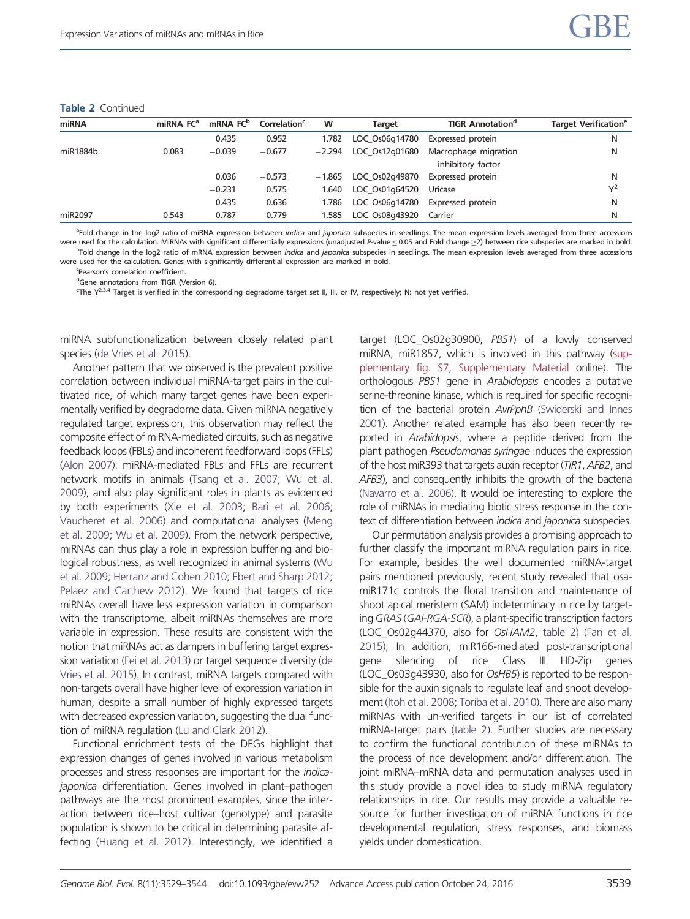**Table 2** Continued

| miRNA | miRNA FC[a] | mRNA FC[b] | Correlation[c] | W | Target | TIGR Annotation[d] | Target Verification[e] |
|---|---|---|---|---|---|---|---|
| | | 0.435 | 0.952 | 1.782 | LOC_Os06g14780 | Expressed protein | N |
| miR1884b | 0.083 | −0.039 | −0.677 | −2.294 | LOC_Os12g01680 | Macrophage migration inhibitory factor | N |
| | | 0.036 | −0.573 | −1.865 | LOC_Os02g49870 | Expressed protein | N |
| | | −0.231 | 0.575 | 1.640 | LOC_Os01g64520 | Uricase | Y[2] |
| | | 0.435 | 0.636 | 1.786 | LOC_Os06g14780 | Expressed protein | N |
| miR2097 | 0.543 | 0.787 | 0.779 | 1.585 | LOC_Os08g43920 | Carrier | N |

[a]Fold change in the log2 ratio of miRNA expression between *indica* and *japonica* subspecies in seedlings. The mean expression levels averaged from three accessions were used for the calculation. MiRNAs with significant differentially expressions (unadjusted *P*-value ≤ 0.05 and Fold change ≥2) between rice subspecies are marked in bold.

[b]Fold change in the log2 ratio of mRNA expression between *indica* and *japonica* subspecies in seedlings. The mean expression levels averaged from three accessions were used for the calculation. Genes with significantly differential expression are marked in bold.

[c]Pearson's correlation coefficient.

[d]Gene annotations from TIGR (Version 6).

[e]The Y[2,3,4] Target is verified in the corresponding degradome target set II, III, or IV, respectively; N: not yet verified.

miRNA subfunctionalization between closely related plant species (de Vries et al. 2015).

Another pattern that we observed is the prevalent positive correlation between individual miRNA-target pairs in the cultivated rice, of which many target genes have been experimentally verified by degradome data. Given miRNA negatively regulated target expression, this observation may reflect the composite effect of miRNA-mediated circuits, such as negative feedback loops (FBLs) and incoherent feedforward loops (FFLs) (Alon 2007). miRNA-mediated FBLs and FFLs are recurrent network motifs in animals (Tsang et al. 2007; Wu et al. 2009), and also play significant roles in plants as evidenced by both experiments (Xie et al. 2003; Bari et al. 2006; Vaucheret et al. 2006) and computational analyses (Meng et al. 2009; Wu et al. 2009). From the network perspective, miRNAs can thus play a role in expression buffering and biological robustness, as well recognized in animal systems (Wu et al. 2009; Herranz and Cohen 2010; Ebert and Sharp 2012; Pelaez and Carthew 2012). We found that targets of rice miRNAs overall have less expression variation in comparison with the transcriptome, albeit miRNAs themselves are more variable in expression. These results are consistent with the notion that miRNAs act as dampers in buffering target expression variation (Fei et al. 2013) or target sequence diversity (de Vries et al. 2015). In contrast, miRNA targets compared with non-targets overall have higher level of expression variation in human, despite a small number of highly expressed targets with decreased expression variation, suggesting the dual function of miRNA regulation (Lu and Clark 2012).

Functional enrichment tests of the DEGs highlight that expression changes of genes involved in various metabolism processes and stress responses are important for the *indica*-*japonica* differentiation. Genes involved in plant–pathogen pathways are the most prominent examples, since the interaction between rice–host cultivar (genotype) and parasite population is shown to be critical in determining parasite affecting (Huang et al. 2012). Interestingly, we identified a target (LOC_Os02g30900, *PBS1*) of a lowly conserved miRNA, miR1857, which is involved in this pathway (supplementary fig. S7, Supplementary Material online). The orthologous *PBS1* gene in *Arabidopsis* encodes a putative serine-threonine kinase, which is required for specific recognition of the bacterial protein *AvrPphB* (Swiderski and Innes 2001). Another related example has also been recently reported in *Arabidopsis*, where a peptide derived from the plant pathogen *Pseudomonas syringae* induces the expression of the host miR393 that targets auxin receptor (*TIR1*, *AFB2*, and *AFB3*), and consequently inhibits the growth of the bacteria (Navarro et al. 2006). It would be interesting to explore the role of miRNAs in mediating biotic stress response in the context of differentiation between *indica* and *japonica* subspecies.

Our permutation analysis provides a promising approach to further classify the important miRNA regulation pairs in rice. For example, besides the well documented miRNA-target pairs mentioned previously, recent study revealed that osa-miR171c controls the floral transition and maintenance of shoot apical meristem (SAM) indeterminacy in rice by targeting *GRAS* (*GAI-RGA-SCR*), a plant-specific transcription factors (LOC_Os02g44370, also for *OsHAM2*, table 2) (Fan et al. 2015); In addition, miR166-mediated post-transcriptional gene silencing of rice Class III HD-Zip genes (LOC_Os03g43930, also for *OsHB5*) is reported to be responsible for the auxin signals to regulate leaf and shoot development (Itoh et al. 2008; Toriba et al. 2010). There are also many miRNAs with un-verified targets in our list of correlated miRNA-target pairs (table 2). Further studies are necessary to confirm the functional contribution of these miRNAs to the process of rice development and/or differentiation. The joint miRNA–mRNA data and permutation analyses used in this study provide a novel idea to study miRNA regulatory relationships in rice. Our results may provide a valuable resource for further investigation of miRNA functions in rice developmental regulation, stress responses, and biomass yields under domestication.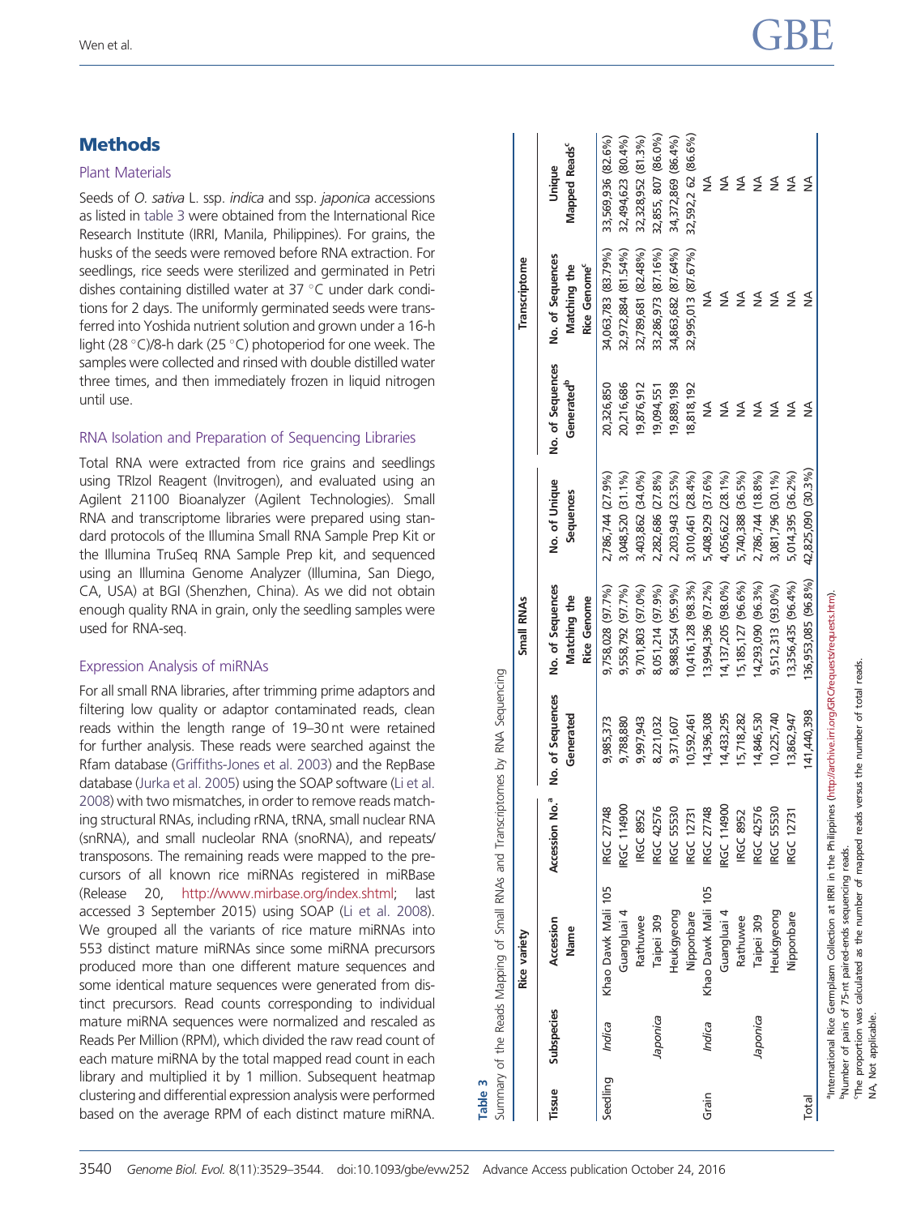## Methods

### Plant Materials

Seeds of *O. sativa* L. ssp. *indica* and ssp. *japonica* accessions as listed in table 3 were obtained from the International Rice Research Institute (IRRI, Manila, Philippines). For grains, the husks of the seeds were removed before RNA extraction. For seedlings, rice seeds were sterilized and germinated in Petri dishes containing distilled water at 37 °C under dark conditions for 2 days. The uniformly germinated seeds were transferred into Yoshida nutrient solution and grown under a 16-h light (28 °C)/8-h dark (25 °C) photoperiod for one week. The samples were collected and rinsed with double distilled water three times, and then immediately frozen in liquid nitrogen until use.

### RNA Isolation and Preparation of Sequencing Libraries

Total RNA were extracted from rice grains and seedlings using TRIzol Reagent (Invitrogen), and evaluated using an Agilent 21100 Bioanalyzer (Agilent Technologies). Small RNA and transcriptome libraries were prepared using standard protocols of the Illumina Small RNA Sample Prep Kit or the Illumina TruSeq RNA Sample Prep kit, and sequenced using an Illumina Genome Analyzer (Illumina, San Diego, CA, USA) at BGI (Shenzhen, China). As we did not obtain enough quality RNA in grain, only the seedling samples were used for RNA-seq.

### Expression Analysis of miRNAs

For all small RNA libraries, after trimming prime adaptors and filtering low quality or adaptor contaminated reads, clean reads within the length range of 19–30 nt were retained for further analysis. These reads were searched against the Rfam database (Griffiths-Jones et al. 2003) and the RepBase database (Jurka et al. 2005) using the SOAP software (Li et al. 2008) with two mismatches, in order to remove reads matching structural RNAs, including rRNA, tRNA, small nuclear RNA (snRNA), and small nucleolar RNA (snoRNA), and repeats/transposons. The remaining reads were mapped to the precursors of all known rice miRNAs registered in miRBase (Release 20, http://www.mirbase.org/index.shtml; last accessed 3 September 2015) using SOAP (Li et al. 2008). We grouped all the variants of rice mature miRNAs into 553 distinct mature miRNAs since some miRNA precursors produced more than one different mature sequences and some identical mature sequences were generated from distinct precursors. Read counts corresponding to individual mature miRNA sequences were normalized and rescaled as Reads Per Million (RPM), which divided the raw read count of each mature miRNA by the total mapped read count in each library and multiplied it by 1 million. Subsequent heatmap clustering and differential expression analysis were performed based on the average RPM of each distinct mature miRNA.

**Table 3**
Summary of the Reads Mapping of Small RNAs and Transcriptomes by RNA Sequencing

| Tissue | Rice variety | | | Small RNAs | | | Transcriptome | | |
|---|---|---|---|---|---|---|---|---|---|
| | Subspecies | Accession Name | Accession No.[a] | No. of Sequences Generated | No. of Sequences Matching the Rice Genome | No. of Unique Sequences | No. of Sequences Generated[b] | No. of Sequences Matching the Rice Genome[c] | Unique Mapped Reads[c] |
| Seedling | *Indica* | Khao Dawk Mali 105 | IRGC 27748 | 9,985,373 | 9,758,028 (97.7%) | 2,786,744 (27.9%) | 20,326,850 | 34,063,783 (83.79%) | 33,569,936 (82.6%) |
| | | Guangluai 4 | IRGC 114900 | 9,788,880 | 9,558,792 (97.7%) | 3,048,520 (31.1%) | 20,216,686 | 32,972,884 (81.54%) | 32,494,623 (80.4%) |
| | | Rathuwee | IRGC 8952 | 9,997,943 | 9,701,803 (97.0%) | 3,403,862 (34.0%) | 19,876,912 | 32,789,681 (82.48%) | 32,328,952 (81.3%) |
| | *Japonica* | Taipei 309 | IRGC 42576 | 8,221,032 | 8,051,214 (97.9%) | 2,282,686 (27.8%) | 19,094,551 | 33,286,973 (87.16%) | 32,855, 807 (86.0%) |
| | | Heukgyeong | IRGC 55530 | 9,371,607 | 8,988,554 (95.9%) | 2,203,943 (23.5%) | 19,889,198 | 34,863,682 (87.64%) | 34,372,869 (86.4%) |
| | | Nipponbare | IRGC 12731 | 10,592,461 | 10,416,128 (98.3%) | 3,010,461 (28.4%) | 18,818,192 | 32,995,013 (87.67%) | 32,592,2 62 (86.6%) |
| Grain | *Indica* | Khao Dawk Mali 105 | IRGC 27748 | 14,396,308 | 13,994,396 (97.2%) | 5,408,929 (37.6%) | NA | NA | NA |
| | | Guangluai 4 | IRGC 114900 | 14,433,295 | 14,137,205 (98.0%) | 4,056,622 (28.1%) | NA | NA | NA |
| | | Rathuwee | IRGC 8952 | 15,718,282 | 15,185,127 (96.6%) | 5,740,388 (36.5%) | NA | NA | NA |
| | *Japonica* | Taipei 309 | IRGC 42576 | 14,846,530 | 14,293,090 (96.3%) | 2,786,744 (18.8%) | NA | NA | NA |
| | | Heukgyeong | IRGC 55530 | 10,225,740 | 9,512,313 (93.0%) | 3,081,796 (30.1%) | NA | NA | NA |
| | | Nipponbare | IRGC 12731 | 13,862,947 | 13,356,435 (96.4%) | 5,014,395 (36.2%) | NA | NA | NA |
| Total | | | | 141,440,398 | 136,953,085 (96.8%) | 42,825,090 (30.3%) | NA | NA | NA |

[a]International Rice Germplasm Collection at IRRI in the Philippines (http://archive.irri.org/GRC/requests/requests.htm).
[b]Number of pairs of 75-nt paired-ends sequencing reads.
[c]The proportion was calculated as the number of mapped reads versus the number of total reads.
NA, Not applicable.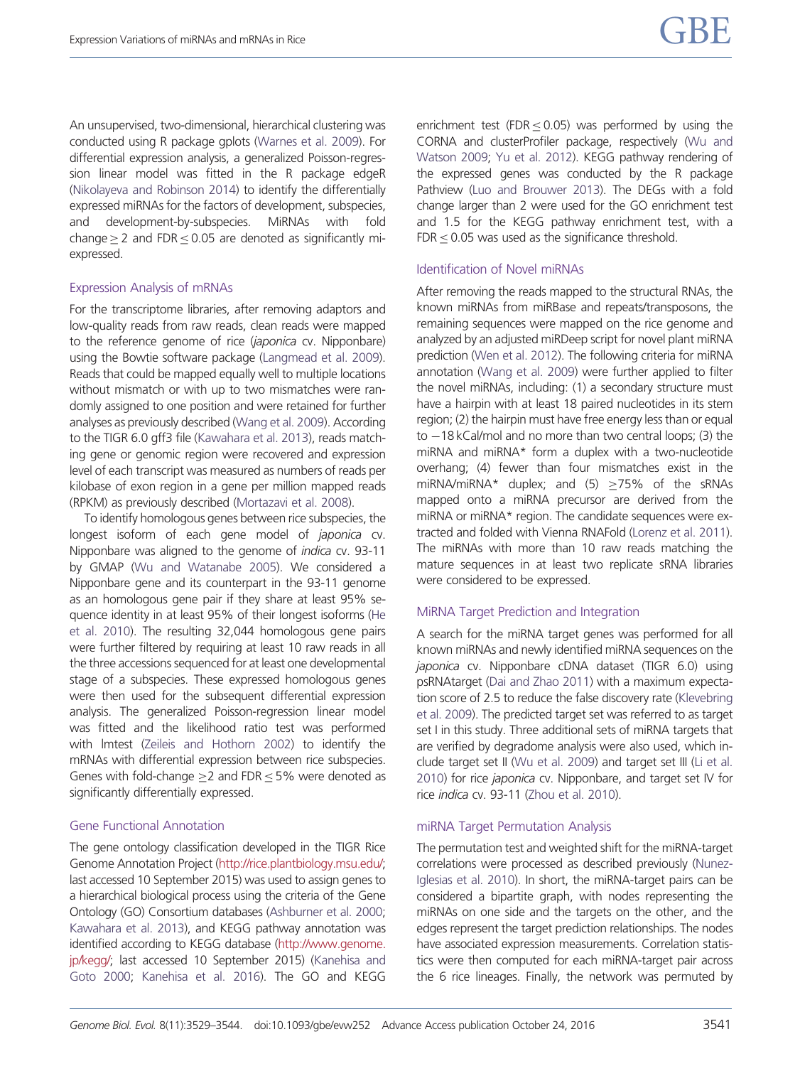An unsupervised, two-dimensional, hierarchical clustering was conducted using R package gplots (Warnes et al. 2009). For differential expression analysis, a generalized Poisson-regression linear model was fitted in the R package edgeR (Nikolayeva and Robinson 2014) to identify the differentially expressed miRNAs for the factors of development, subspecies, and development-by-subspecies. MiRNAs with fold change $\geq 2$ and FDR $\leq 0.05$ are denoted as significantly mi-expressed.

### Expression Analysis of mRNAs

For the transcriptome libraries, after removing adaptors and low-quality reads from raw reads, clean reads were mapped to the reference genome of rice (*japonica* cv. Nipponbare) using the Bowtie software package (Langmead et al. 2009). Reads that could be mapped equally well to multiple locations without mismatch or with up to two mismatches were randomly assigned to one position and were retained for further analyses as previously described (Wang et al. 2009). According to the TIGR 6.0 gff3 file (Kawahara et al. 2013), reads matching gene or genomic region were recovered and expression level of each transcript was measured as numbers of reads per kilobase of exon region in a gene per million mapped reads (RPKM) as previously described (Mortazavi et al. 2008).

To identify homologous genes between rice subspecies, the longest isoform of each gene model of *japonica* cv. Nipponbare was aligned to the genome of *indica* cv. 93-11 by GMAP (Wu and Watanabe 2005). We considered a Nipponbare gene and its counterpart in the 93-11 genome as an homologous gene pair if they share at least 95% sequence identity in at least 95% of their longest isoforms (He et al. 2010). The resulting 32,044 homologous gene pairs were further filtered by requiring at least 10 raw reads in all the three accessions sequenced for at least one developmental stage of a subspecies. These expressed homologous genes were then used for the subsequent differential expression analysis. The generalized Poisson-regression linear model was fitted and the likelihood ratio test was performed with lmtest (Zeileis and Hothorn 2002) to identify the mRNAs with differential expression between rice subspecies. Genes with fold-change $\geq 2$ and FDR $\leq 5\%$ were denoted as significantly differentially expressed.

### Gene Functional Annotation

The gene ontology classification developed in the TIGR Rice Genome Annotation Project (http://rice.plantbiology.msu.edu/; last accessed 10 September 2015) was used to assign genes to a hierarchical biological process using the criteria of the Gene Ontology (GO) Consortium databases (Ashburner et al. 2000; Kawahara et al. 2013), and KEGG pathway annotation was identified according to KEGG database (http://www.genome.jp/kegg/; last accessed 10 September 2015) (Kanehisa and Goto 2000; Kanehisa et al. 2016). The GO and KEGG enrichment test (FDR $\leq 0.05$) was performed by using the CORNA and clusterProfiler package, respectively (Wu and Watson 2009; Yu et al. 2012). KEGG pathway rendering of the expressed genes was conducted by the R package Pathview (Luo and Brouwer 2013). The DEGs with a fold change larger than 2 were used for the GO enrichment test and 1.5 for the KEGG pathway enrichment test, with a FDR $\leq 0.05$ was used as the significance threshold.

### Identification of Novel miRNAs

After removing the reads mapped to the structural RNAs, the known miRNAs from miRBase and repeats/transposons, the remaining sequences were mapped on the rice genome and analyzed by an adjusted miRDeep script for novel plant miRNA prediction (Wen et al. 2012). The following criteria for miRNA annotation (Wang et al. 2009) were further applied to filter the novel miRNAs, including: (1) a secondary structure must have a hairpin with at least 18 paired nucleotides in its stem region; (2) the hairpin must have free energy less than or equal to −18 kCal/mol and no more than two central loops; (3) the miRNA and miRNA* form a duplex with a two-nucleotide overhang; (4) fewer than four mismatches exist in the miRNA/miRNA* duplex; and (5) $\geq$75% of the sRNAs mapped onto a miRNA precursor are derived from the miRNA or miRNA* region. The candidate sequences were extracted and folded with Vienna RNAFold (Lorenz et al. 2011). The miRNAs with more than 10 raw reads matching the mature sequences in at least two replicate sRNA libraries were considered to be expressed.

### MiRNA Target Prediction and Integration

A search for the miRNA target genes was performed for all known miRNAs and newly identified miRNA sequences on the *japonica* cv. Nipponbare cDNA dataset (TIGR 6.0) using psRNAtarget (Dai and Zhao 2011) with a maximum expectation score of 2.5 to reduce the false discovery rate (Klevebring et al. 2009). The predicted target set was referred to as target set I in this study. Three additional sets of miRNA targets that are verified by degradome analysis were also used, which include target set II (Wu et al. 2009) and target set III (Li et al. 2010) for rice *japonica* cv. Nipponbare, and target set IV for rice *indica* cv. 93-11 (Zhou et al. 2010).

### miRNA Target Permutation Analysis

The permutation test and weighted shift for the miRNA-target correlations were processed as described previously (Nunez-Iglesias et al. 2010). In short, the miRNA-target pairs can be considered a bipartite graph, with nodes representing the miRNAs on one side and the targets on the other, and the edges represent the target prediction relationships. The nodes have associated expression measurements. Correlation statistics were then computed for each miRNA-target pair across the 6 rice lineages. Finally, the network was permuted by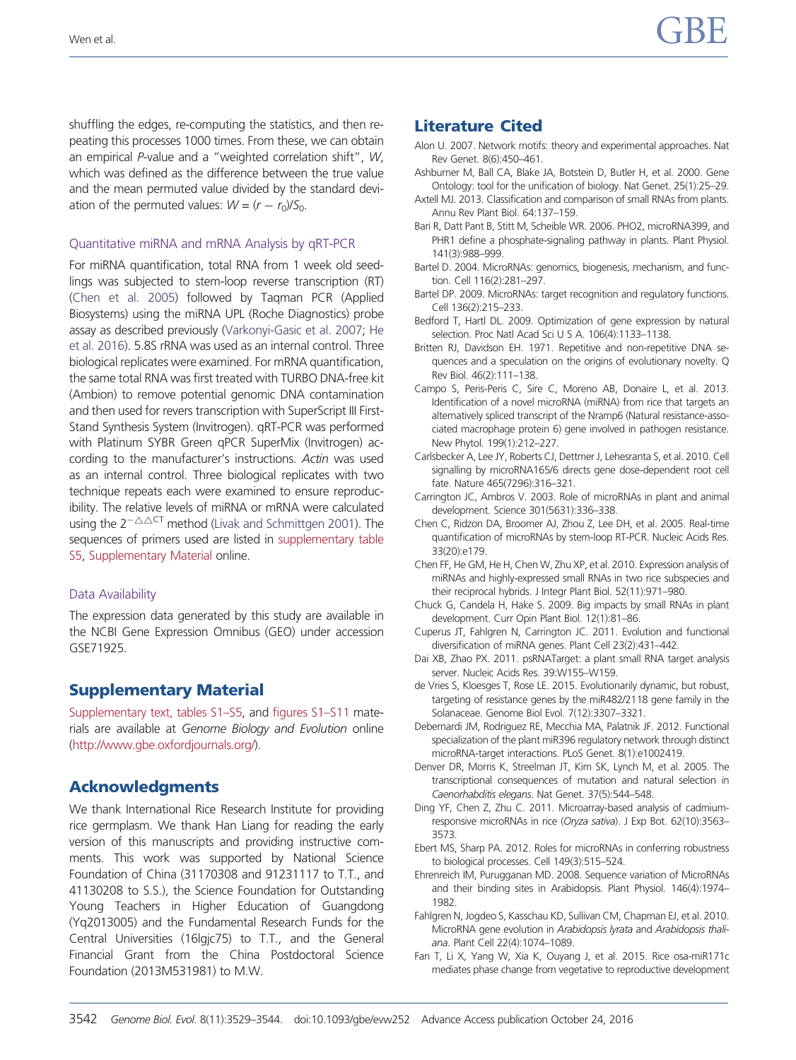shuffling the edges, re-computing the statistics, and then repeating this processes 1000 times. From these, we can obtain an empirical *P*-value and a "weighted correlation shift", *W*, which was defined as the difference between the true value and the mean permuted value divided by the standard deviation of the permuted values: $W = (r - r_0)/S_0$.

### Quantitative miRNA and mRNA Analysis by qRT-PCR

For miRNA quantification, total RNA from 1 week old seedlings was subjected to stem-loop reverse transcription (RT) (Chen et al. 2005) followed by Taqman PCR (Applied Biosystems) using the miRNA UPL (Roche Diagnostics) probe assay as described previously (Varkonyi-Gasic et al. 2007; He et al. 2016). 5.8S rRNA was used as an internal control. Three biological replicates were examined. For mRNA quantification, the same total RNA was first treated with TURBO DNA-free kit (Ambion) to remove potential genomic DNA contamination and then used for revers transcription with SuperScript III First-Stand Synthesis System (Invitrogen). qRT-PCR was performed with Platinum SYBR Green qPCR SuperMix (Invitrogen) according to the manufacturer's instructions. *Actin* was used as an internal control. Three biological replicates with two technique repeats each were examined to ensure reproducibility. The relative levels of miRNA or mRNA were calculated using the $2^{-\triangle\triangle CT}$ method (Livak and Schmittgen 2001). The sequences of primers used are listed in supplementary table S5, Supplementary Material online.

### Data Availability

The expression data generated by this study are available in the NCBI Gene Expression Omnibus (GEO) under accession GSE71925.

## Supplementary Material

Supplementary text, tables S1–S5, and figures S1–S11 materials are available at *Genome Biology and Evolution* online (http://www.gbe.oxfordjournals.org/).

## Acknowledgments

We thank International Rice Research Institute for providing rice germplasm. We thank Han Liang for reading the early version of this manuscripts and providing instructive comments. This work was supported by National Science Foundation of China (31170308 and 91231117 to T.T., and 41130208 to S.S.), the Science Foundation for Outstanding Young Teachers in Higher Education of Guangdong (Yq2013005) and the Fundamental Research Funds for the Central Universities (16lgjc75) to T.T., and the General Financial Grant from the China Postdoctoral Science Foundation (2013M531981) to M.W.

## Literature Cited

Alon U. 2007. Network motifs: theory and experimental approaches. Nat Rev Genet. 8(6):450–461.

Ashburner M, Ball CA, Blake JA, Botstein D, Butler H, et al. 2000. Gene Ontology: tool for the unification of biology. Nat Genet. 25(1):25–29.

Axtell MJ. 2013. Classification and comparison of small RNAs from plants. Annu Rev Plant Biol. 64:137–159.

Bari R, Datt Pant B, Stitt M, Scheible WR. 2006. PHO2, microRNA399, and PHR1 define a phosphate-signaling pathway in plants. Plant Physiol. 141(3):988–999.

Bartel D. 2004. MicroRNAs: genomics, biogenesis, mechanism, and function. Cell 116(2):281–297.

Bartel DP. 2009. MicroRNAs: target recognition and regulatory functions. Cell 136(2):215–233.

Bedford T, Hartl DL. 2009. Optimization of gene expression by natural selection. Proc Natl Acad Sci U S A. 106(4):1133–1138.

Britten RJ, Davidson EH. 1971. Repetitive and non-repetitive DNA sequences and a speculation on the origins of evolutionary novelty. Q Rev Biol. 46(2):111–138.

Campo S, Peris-Peris C, Sire C, Moreno AB, Donaire L, et al. 2013. Identification of a novel microRNA (miRNA) from rice that targets an alternatively spliced transcript of the Nramp6 (Natural resistance-associated macrophage protein 6) gene involved in pathogen resistance. New Phytol. 199(1):212–227.

Carlsbecker A, Lee JY, Roberts CJ, Dettmer J, Lehesranta S, et al. 2010. Cell signalling by microRNA165/6 directs gene dose-dependent root cell fate. Nature 465(7296):316–321.

Carrington JC, Ambros V. 2003. Role of microRNAs in plant and animal development. Science 301(5631):336–338.

Chen C, Ridzon DA, Broomer AJ, Zhou Z, Lee DH, et al. 2005. Real-time quantification of microRNAs by stem-loop RT-PCR. Nucleic Acids Res. 33(20):e179.

Chen FF, He GM, He H, Chen W, Zhu XP, et al. 2010. Expression analysis of miRNAs and highly-expressed small RNAs in two rice subspecies and their reciprocal hybrids. J Integr Plant Biol. 52(11):971–980.

Chuck G, Candela H, Hake S. 2009. Big impacts by small RNAs in plant development. Curr Opin Plant Biol. 12(1):81–86.

Cuperus JT, Fahlgren N, Carrington JC. 2011. Evolution and functional diversification of miRNA genes. Plant Cell 23(2):431–442.

Dai XB, Zhao PX. 2011. psRNATarget: a plant small RNA target analysis server. Nucleic Acids Res. 39:W155–W159.

de Vries S, Kloesges T, Rose LE. 2015. Evolutionarily dynamic, but robust, targeting of resistance genes by the miR482/2118 gene family in the Solanaceae. Genome Biol Evol. 7(12):3307–3321.

Debernardi JM, Rodriguez RE, Mecchia MA, Palatnik JF. 2012. Functional specialization of the plant miR396 regulatory network through distinct microRNA-target interactions. PLoS Genet. 8(1):e1002419.

Denver DR, Morris K, Streelman JT, Kim SK, Lynch M, et al. 2005. The transcriptional consequences of mutation and natural selection in *Caenorhabditis elegans*. Nat Genet. 37(5):544–548.

Ding YF, Chen Z, Zhu C. 2011. Microarray-based analysis of cadmium-responsive microRNAs in rice (*Oryza sativa*). J Exp Bot. 62(10):3563–3573.

Ebert MS, Sharp PA. 2012. Roles for microRNAs in conferring robustness to biological processes. Cell 149(3):515–524.

Ehrenreich IM, Purugganan MD. 2008. Sequence variation of MicroRNAs and their binding sites in Arabidopsis. Plant Physiol. 146(4):1974–1982.

Fahlgren N, Jogdeo S, Kasschau KD, Sullivan CM, Chapman EJ, et al. 2010. MicroRNA gene evolution in *Arabidopsis lyrata* and *Arabidopsis thaliana*. Plant Cell 22(4):1074–1089.

Fan T, Li X, Yang W, Xia K, Ouyang J, et al. 2015. Rice osa-miR171c mediates phase change from vegetative to reproductive development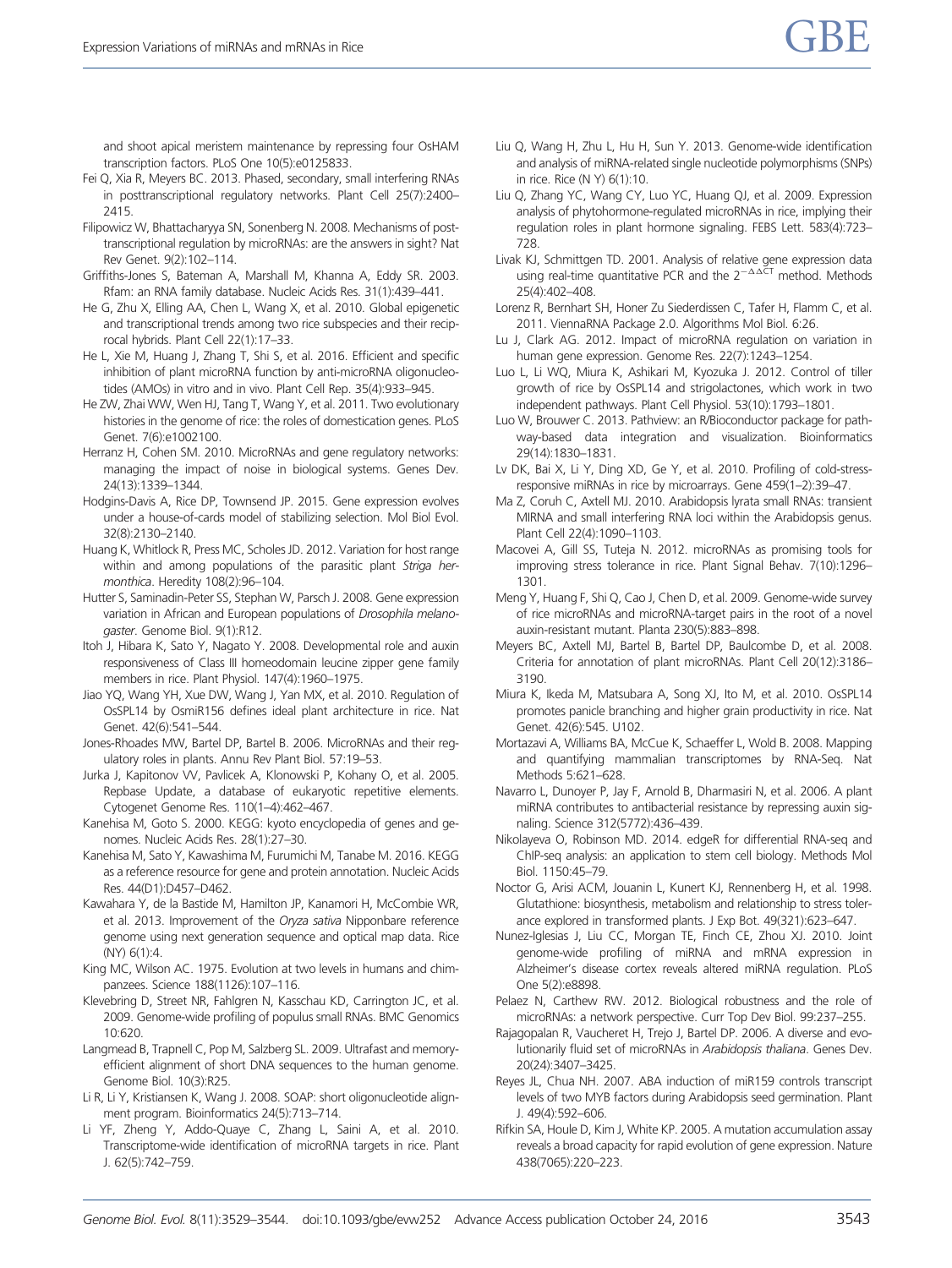and shoot apical meristem maintenance by repressing four OsHAM transcription factors. PLoS One 10(5):e0125833.

Fei Q, Xia R, Meyers BC. 2013. Phased, secondary, small interfering RNAs in posttranscriptional regulatory networks. Plant Cell 25(7):2400–2415.

Filipowicz W, Bhattacharyya SN, Sonenberg N. 2008. Mechanisms of post-transcriptional regulation by microRNAs: are the answers in sight? Nat Rev Genet. 9(2):102–114.

Griffiths-Jones S, Bateman A, Marshall M, Khanna A, Eddy SR. 2003. Rfam: an RNA family database. Nucleic Acids Res. 31(1):439–441.

He G, Zhu X, Elling AA, Chen L, Wang X, et al. 2010. Global epigenetic and transcriptional trends among two rice subspecies and their reciprocal hybrids. Plant Cell 22(1):17–33.

He L, Xie M, Huang J, Zhang T, Shi S, et al. 2016. Efficient and specific inhibition of plant microRNA function by anti-microRNA oligonucleotides (AMOs) in vitro and in vivo. Plant Cell Rep. 35(4):933–945.

He ZW, Zhai WW, Wen HJ, Tang T, Wang Y, et al. 2011. Two evolutionary histories in the genome of rice: the roles of domestication genes. PLoS Genet. 7(6):e1002100.

Herranz H, Cohen SM. 2010. MicroRNAs and gene regulatory networks: managing the impact of noise in biological systems. Genes Dev. 24(13):1339–1344.

Hodgins-Davis A, Rice DP, Townsend JP. 2015. Gene expression evolves under a house-of-cards model of stabilizing selection. Mol Biol Evol. 32(8):2130–2140.

Huang K, Whitlock R, Press MC, Scholes JD. 2012. Variation for host range within and among populations of the parasitic plant *Striga hermonthica*. Heredity 108(2):96–104.

Hutter S, Saminadin-Peter SS, Stephan W, Parsch J. 2008. Gene expression variation in African and European populations of *Drosophila melanogaster*. Genome Biol. 9(1):R12.

Itoh J, Hibara K, Sato Y, Nagato Y. 2008. Developmental role and auxin responsiveness of Class III homeodomain leucine zipper gene family members in rice. Plant Physiol. 147(4):1960–1975.

Jiao YQ, Wang YH, Xue DW, Wang J, Yan MX, et al. 2010. Regulation of OsSPL14 by OsmiR156 defines ideal plant architecture in rice. Nat Genet. 42(6):541–544.

Jones-Rhoades MW, Bartel DP, Bartel B. 2006. MicroRNAs and their regulatory roles in plants. Annu Rev Plant Biol. 57:19–53.

Jurka J, Kapitonov VV, Pavlicek A, Klonowski P, Kohany O, et al. 2005. Repbase Update, a database of eukaryotic repetitive elements. Cytogenet Genome Res. 110(1–4):462–467.

Kanehisa M, Goto S. 2000. KEGG: kyoto encyclopedia of genes and genomes. Nucleic Acids Res. 28(1):27–30.

Kanehisa M, Sato Y, Kawashima M, Furumichi M, Tanabe M. 2016. KEGG as a reference resource for gene and protein annotation. Nucleic Acids Res. 44(D1):D457–D462.

Kawahara Y, de la Bastide M, Hamilton JP, Kanamori H, McCombie WR, et al. 2013. Improvement of the *Oryza sativa* Nipponbare reference genome using next generation sequence and optical map data. Rice (NY) 6(1):4.

King MC, Wilson AC. 1975. Evolution at two levels in humans and chimpanzees. Science 188(1126):107–116.

Klevebring D, Street NR, Fahlgren N, Kasschau KD, Carrington JC, et al. 2009. Genome-wide profiling of populus small RNAs. BMC Genomics 10:620.

Langmead B, Trapnell C, Pop M, Salzberg SL. 2009. Ultrafast and memory-efficient alignment of short DNA sequences to the human genome. Genome Biol. 10(3):R25.

Li R, Li Y, Kristiansen K, Wang J. 2008. SOAP: short oligonucleotide alignment program. Bioinformatics 24(5):713–714.

Li YF, Zheng Y, Addo-Quaye C, Zhang L, Saini A, et al. 2010. Transcriptome-wide identification of microRNA targets in rice. Plant J. 62(5):742–759.

Liu Q, Wang H, Zhu L, Hu H, Sun Y. 2013. Genome-wide identification and analysis of miRNA-related single nucleotide polymorphisms (SNPs) in rice. Rice (N Y) 6(1):10.

Liu Q, Zhang YC, Wang CY, Luo YC, Huang QJ, et al. 2009. Expression analysis of phytohormone-regulated microRNAs in rice, implying their regulation roles in plant hormone signaling. FEBS Lett. 583(4):723–728.

Livak KJ, Schmittgen TD. 2001. Analysis of relative gene expression data using real-time quantitative PCR and the $2^{-\Delta\Delta CT}$ method. Methods 25(4):402–408.

Lorenz R, Bernhart SH, Honer Zu Siederdissen C, Tafer H, Flamm C, et al. 2011. ViennaRNA Package 2.0. Algorithms Mol Biol. 6:26.

Lu J, Clark AG. 2012. Impact of microRNA regulation on variation in human gene expression. Genome Res. 22(7):1243–1254.

Luo L, Li WQ, Miura K, Ashikari M, Kyozuka J. 2012. Control of tiller growth of rice by OsSPL14 and strigolactones, which work in two independent pathways. Plant Cell Physiol. 53(10):1793–1801.

Luo W, Brouwer C. 2013. Pathview: an R/Bioconductor package for pathway-based data integration and visualization. Bioinformatics 29(14):1830–1831.

Lv DK, Bai X, Li Y, Ding XD, Ge Y, et al. 2010. Profiling of cold-stress-responsive miRNAs in rice by microarrays. Gene 459(1–2):39–47.

Ma Z, Coruh C, Axtell MJ. 2010. Arabidopsis lyrata small RNAs: transient MIRNA and small interfering RNA loci within the Arabidopsis genus. Plant Cell 22(4):1090–1103.

Macovei A, Gill SS, Tuteja N. 2012. microRNAs as promising tools for improving stress tolerance in rice. Plant Signal Behav. 7(10):1296–1301.

Meng Y, Huang F, Shi Q, Cao J, Chen D, et al. 2009. Genome-wide survey of rice microRNAs and microRNA-target pairs in the root of a novel auxin-resistant mutant. Planta 230(5):883–898.

Meyers BC, Axtell MJ, Bartel B, Bartel DP, Baulcombe D, et al. 2008. Criteria for annotation of plant microRNAs. Plant Cell 20(12):3186–3190.

Miura K, Ikeda M, Matsubara A, Song XJ, Ito M, et al. 2010. OsSPL14 promotes panicle branching and higher grain productivity in rice. Nat Genet. 42(6):545. U102.

Mortazavi A, Williams BA, McCue K, Schaeffer L, Wold B. 2008. Mapping and quantifying mammalian transcriptomes by RNA-Seq. Nat Methods 5:621–628.

Navarro L, Dunoyer P, Jay F, Arnold B, Dharmasiri N, et al. 2006. A plant miRNA contributes to antibacterial resistance by repressing auxin signaling. Science 312(5772):436–439.

Nikolayeva O, Robinson MD. 2014. edgeR for differential RNA-seq and ChIP-seq analysis: an application to stem cell biology. Methods Mol Biol. 1150:45–79.

Noctor G, Arisi ACM, Jouanin L, Kunert KJ, Rennenberg H, et al. 1998. Glutathione: biosynthesis, metabolism and relationship to stress tolerance explored in transformed plants. J Exp Bot. 49(321):623–647.

Nunez-Iglesias J, Liu CC, Morgan TE, Finch CE, Zhou XJ. 2010. Joint genome-wide profiling of miRNA and mRNA expression in Alzheimer's disease cortex reveals altered miRNA regulation. PLoS One 5(2):e8898.

Pelaez N, Carthew RW. 2012. Biological robustness and the role of microRNAs: a network perspective. Curr Top Dev Biol. 99:237–255.

Rajagopalan R, Vaucheret H, Trejo J, Bartel DP. 2006. A diverse and evolutionarily fluid set of microRNAs in *Arabidopsis thaliana*. Genes Dev. 20(24):3407–3425.

Reyes JL, Chua NH. 2007. ABA induction of miR159 controls transcript levels of two MYB factors during Arabidopsis seed germination. Plant J. 49(4):592–606.

Rifkin SA, Houle D, Kim J, White KP. 2005. A mutation accumulation assay reveals a broad capacity for rapid evolution of gene expression. Nature 438(7065):220–223.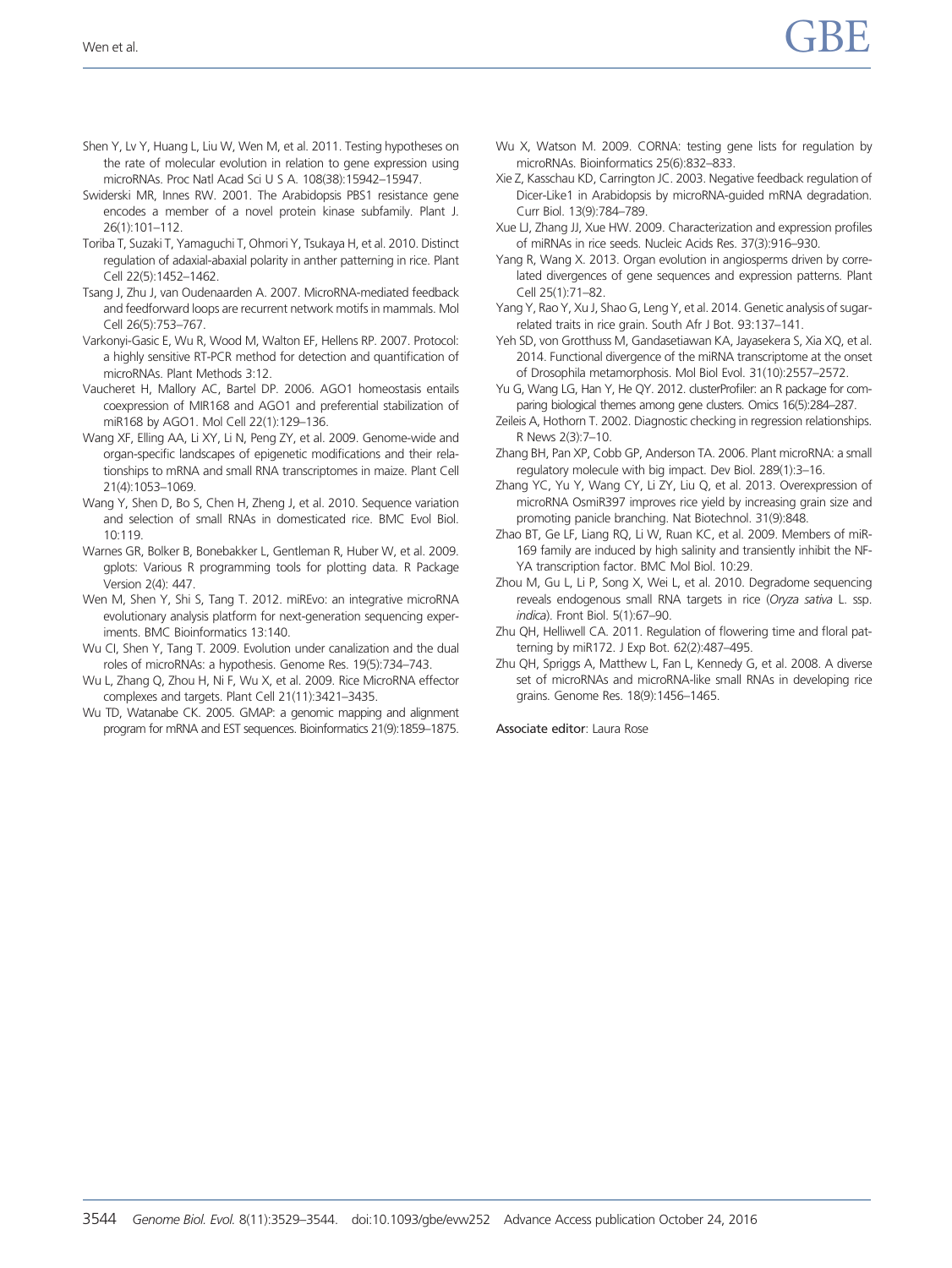Shen Y, Lv Y, Huang L, Liu W, Wen M, et al. 2011. Testing hypotheses on the rate of molecular evolution in relation to gene expression using microRNAs. Proc Natl Acad Sci U S A. 108(38):15942–15947.

Swiderski MR, Innes RW. 2001. The Arabidopsis PBS1 resistance gene encodes a member of a novel protein kinase subfamily. Plant J. 26(1):101–112.

Toriba T, Suzaki T, Yamaguchi T, Ohmori Y, Tsukaya H, et al. 2010. Distinct regulation of adaxial-abaxial polarity in anther patterning in rice. Plant Cell 22(5):1452–1462.

Tsang J, Zhu J, van Oudenaarden A. 2007. MicroRNA-mediated feedback and feedforward loops are recurrent network motifs in mammals. Mol Cell 26(5):753–767.

Varkonyi-Gasic E, Wu R, Wood M, Walton EF, Hellens RP. 2007. Protocol: a highly sensitive RT-PCR method for detection and quantification of microRNAs. Plant Methods 3:12.

Vaucheret H, Mallory AC, Bartel DP. 2006. AGO1 homeostasis entails coexpression of MIR168 and AGO1 and preferential stabilization of miR168 by AGO1. Mol Cell 22(1):129–136.

Wang XF, Elling AA, Li XY, Li N, Peng ZY, et al. 2009. Genome-wide and organ-specific landscapes of epigenetic modifications and their relationships to mRNA and small RNA transcriptomes in maize. Plant Cell 21(4):1053–1069.

Wang Y, Shen D, Bo S, Chen H, Zheng J, et al. 2010. Sequence variation and selection of small RNAs in domesticated rice. BMC Evol Biol. 10:119.

Warnes GR, Bolker B, Bonebakker L, Gentleman R, Huber W, et al. 2009. gplots: Various R programming tools for plotting data. R Package Version 2(4): 447.

Wen M, Shen Y, Shi S, Tang T. 2012. miREvo: an integrative microRNA evolutionary analysis platform for next-generation sequencing experiments. BMC Bioinformatics 13:140.

Wu CI, Shen Y, Tang T. 2009. Evolution under canalization and the dual roles of microRNAs: a hypothesis. Genome Res. 19(5):734–743.

Wu L, Zhang Q, Zhou H, Ni F, Wu X, et al. 2009. Rice MicroRNA effector complexes and targets. Plant Cell 21(11):3421–3435.

Wu TD, Watanabe CK. 2005. GMAP: a genomic mapping and alignment program for mRNA and EST sequences. Bioinformatics 21(9):1859–1875.

Wu X, Watson M. 2009. CORNA: testing gene lists for regulation by microRNAs. Bioinformatics 25(6):832–833.

Xie Z, Kasschau KD, Carrington JC. 2003. Negative feedback regulation of Dicer-Like1 in Arabidopsis by microRNA-guided mRNA degradation. Curr Biol. 13(9):784–789.

Xue LJ, Zhang JJ, Xue HW. 2009. Characterization and expression profiles of miRNAs in rice seeds. Nucleic Acids Res. 37(3):916–930.

Yang R, Wang X. 2013. Organ evolution in angiosperms driven by correlated divergences of gene sequences and expression patterns. Plant Cell 25(1):71–82.

Yang Y, Rao Y, Xu J, Shao G, Leng Y, et al. 2014. Genetic analysis of sugar-related traits in rice grain. South Afr J Bot. 93:137–141.

Yeh SD, von Grotthuss M, Gandasetiawan KA, Jayasekera S, Xia XQ, et al. 2014. Functional divergence of the miRNA transcriptome at the onset of Drosophila metamorphosis. Mol Biol Evol. 31(10):2557–2572.

Yu G, Wang LG, Han Y, He QY. 2012. clusterProfiler: an R package for comparing biological themes among gene clusters. Omics 16(5):284–287.

Zeileis A, Hothorn T. 2002. Diagnostic checking in regression relationships. R News 2(3):7–10.

Zhang BH, Pan XP, Cobb GP, Anderson TA. 2006. Plant microRNA: a small regulatory molecule with big impact. Dev Biol. 289(1):3–16.

Zhang YC, Yu Y, Wang CY, Li ZY, Liu Q, et al. 2013. Overexpression of microRNA OsmiR397 improves rice yield by increasing grain size and promoting panicle branching. Nat Biotechnol. 31(9):848.

Zhao BT, Ge LF, Liang RQ, Li W, Ruan KC, et al. 2009. Members of miR-169 family are induced by high salinity and transiently inhibit the NF-YA transcription factor. BMC Mol Biol. 10:29.

Zhou M, Gu L, Li P, Song X, Wei L, et al. 2010. Degradome sequencing reveals endogenous small RNA targets in rice (*Oryza sativa* L. ssp. *indica*). Front Biol. 5(1):67–90.

Zhu QH, Helliwell CA. 2011. Regulation of flowering time and floral patterning by miR172. J Exp Bot. 62(2):487–495.

Zhu QH, Spriggs A, Matthew L, Fan L, Kennedy G, et al. 2008. A diverse set of microRNAs and microRNA-like small RNAs in developing rice grains. Genome Res. 18(9):1456–1465.

Associate editor: Laura Rose